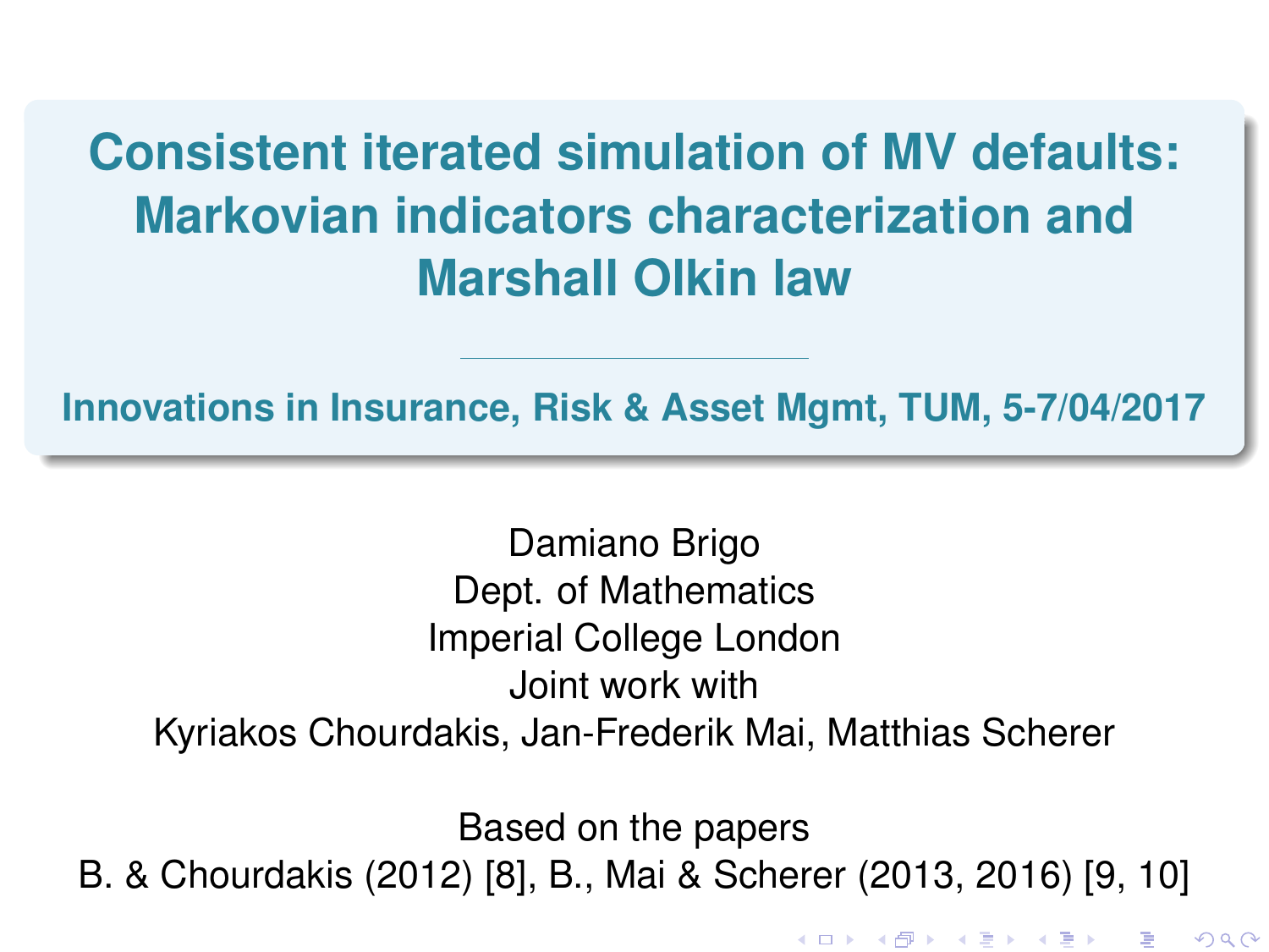# Consistent iterated simulation of MV defaults: Markovian indicators characterization and Marshall Olkin law

**Innovations in Insurance, Risk & Asset Mgmt, TUM, 5-7/04/2017**

Damiano Brigo
Dept. of Mathematics
Imperial College London
Joint work with
Kyriakos Chourdakis, Jan-Frederik Mai, Matthias Scherer

Based on the papers
B. & Chourdakis (2012) [8], B., Mai & Scherer (2013, 2016) [9, 10]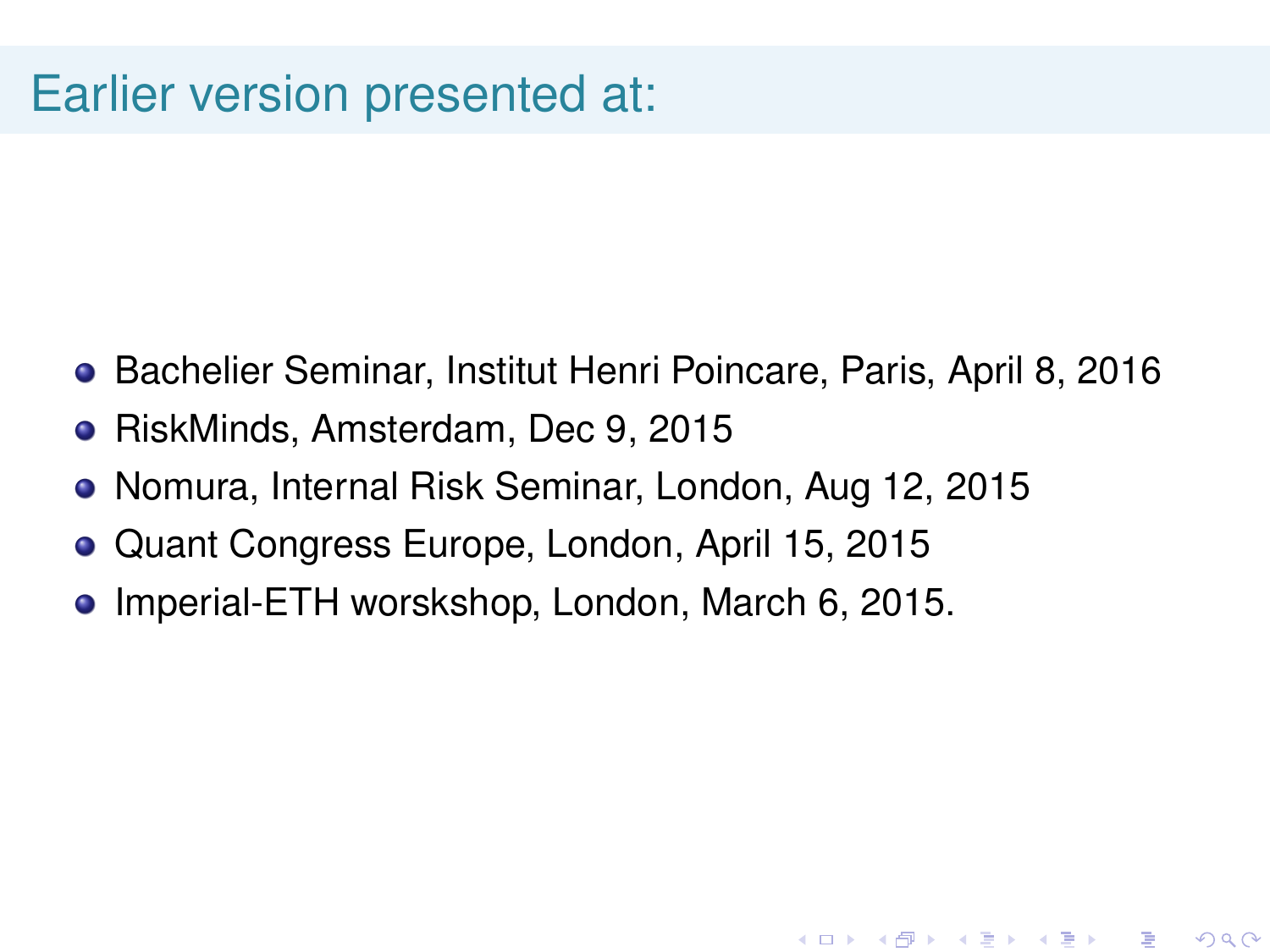# Earlier version presented at:

- Bachelier Seminar, Institut Henri Poincare, Paris, April 8, 2016
- RiskMinds, Amsterdam, Dec 9, 2015
- Nomura, Internal Risk Seminar, London, Aug 12, 2015
- Quant Congress Europe, London, April 15, 2015
- Imperial-ETH worskshop, London, March 6, 2015.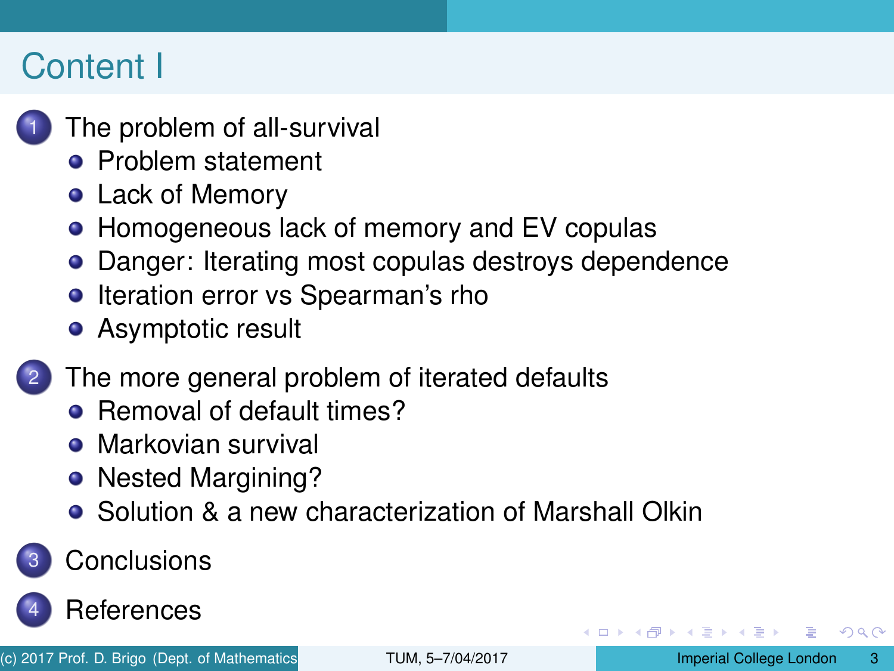# Content I

1. The problem of all-survival
   - Problem statement
   - Lack of Memory
   - Homogeneous lack of memory and EV copulas
   - Danger: Iterating most copulas destroys dependence
   - Iteration error vs Spearman's rho
   - Asymptotic result
2. The more general problem of iterated defaults
   - Removal of default times?
   - Markovian survival
   - Nested Margining?
   - Solution & a new characterization of Marshall Olkin
3. Conclusions
4. References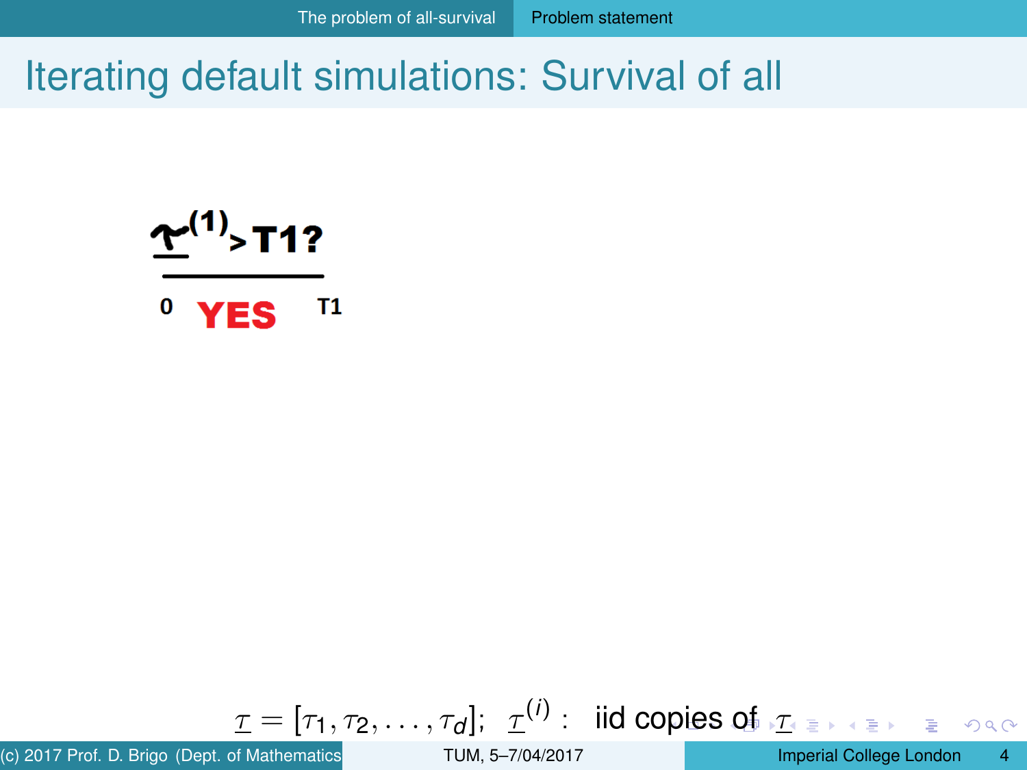# Iterating default simulations: Survival of all

$\underline{\tau}^{(1)} > T1?$

0 **YES** T1

$\underline{\tau} = [\tau_1, \tau_2, \ldots, \tau_d]$; $\underline{\tau}^{(i)}$ : iid copies of $\underline{\tau}$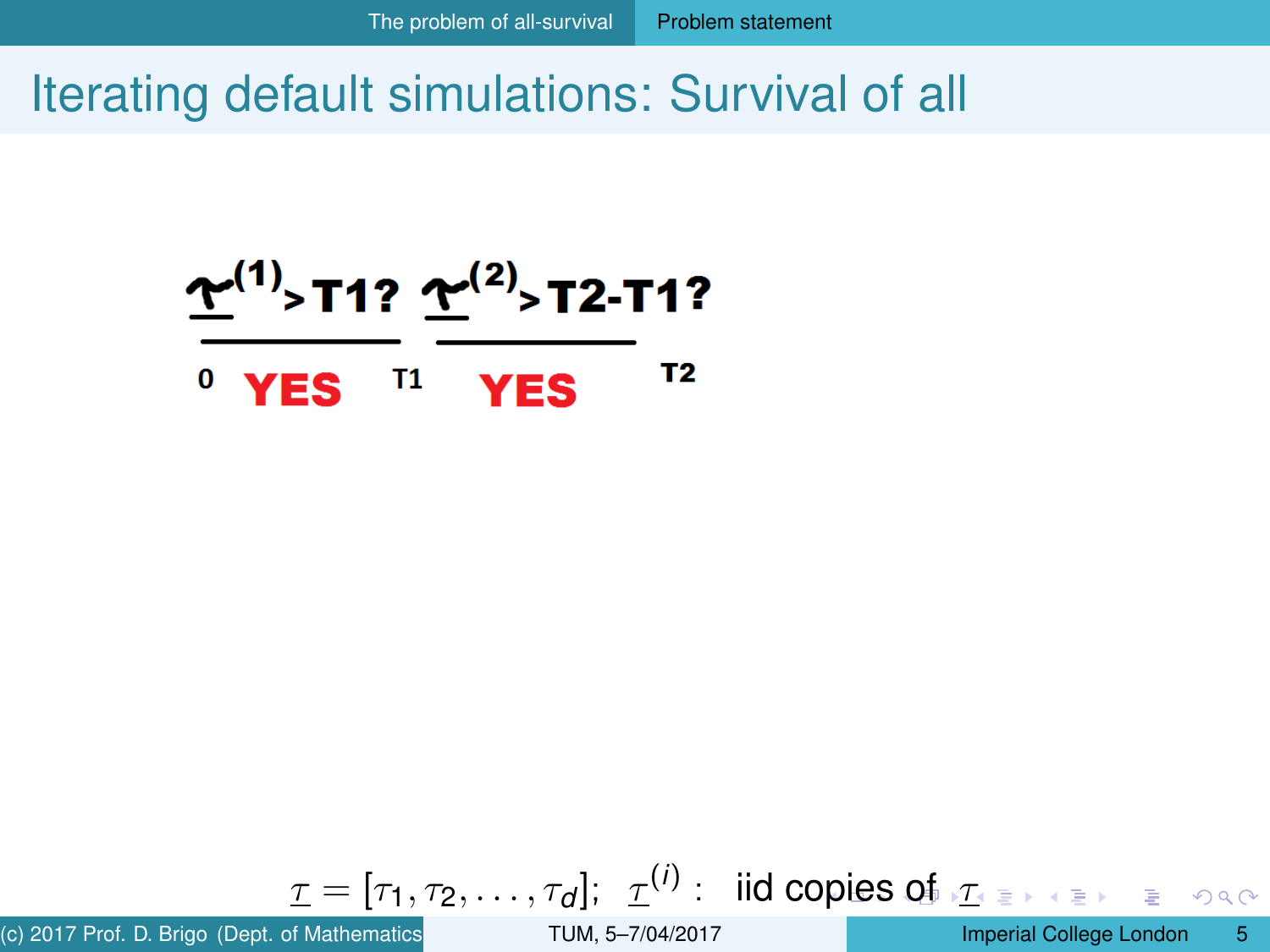# Iterating default simulations: Survival of all

$\underline{\tau}^{(1)} > T1?$ $\underline{\tau}^{(2)} > T2-T1?$

0 **YES** T1 **YES** T2

$\underline{\tau} = [\tau_1, \tau_2, \ldots, \tau_d]$; $\underline{\tau}^{(i)}$ : iid copies of $\underline{\tau}$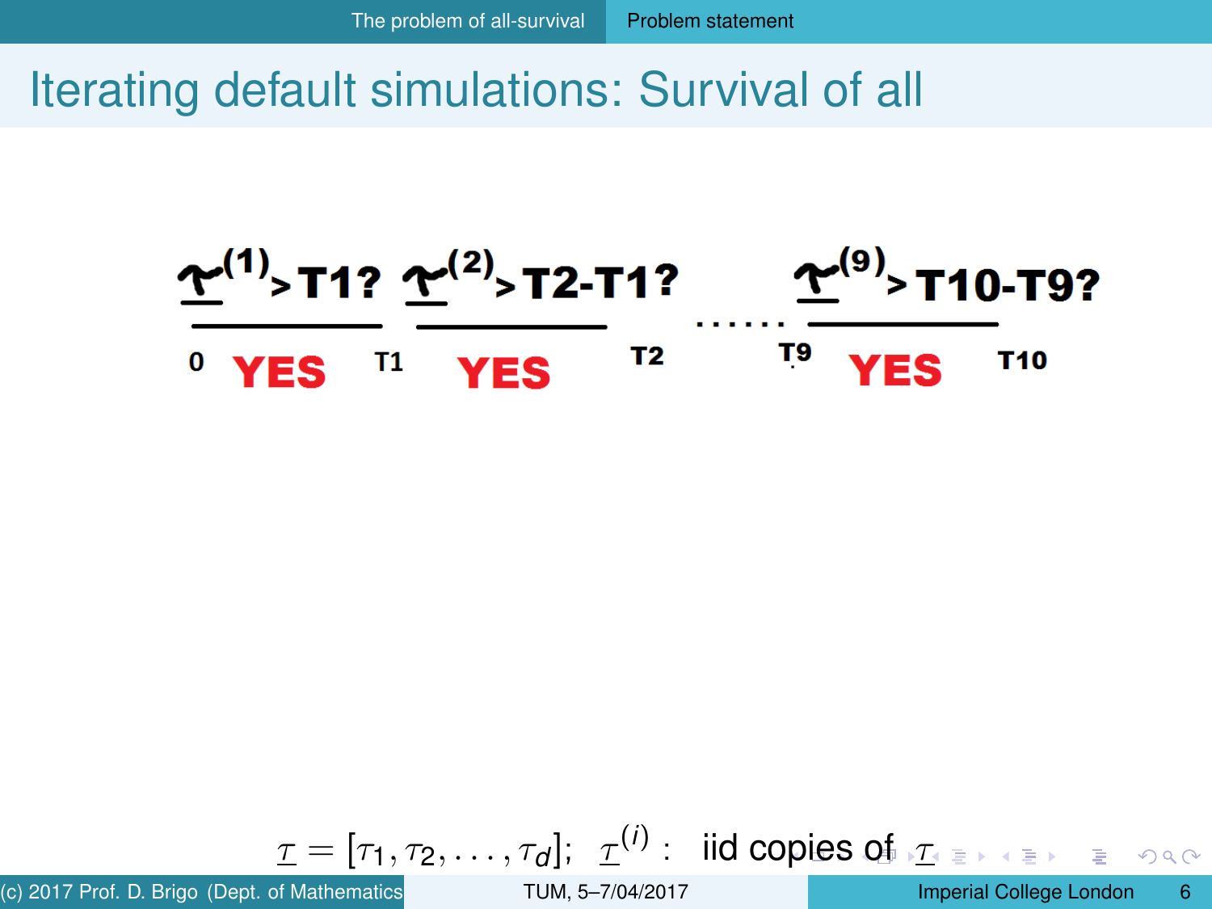# Iterating default simulations: Survival of all

$\underline{\tau}^{(1)} > T1?$ $\underline{\tau}^{(2)} > T2-T1?$ ...... $\underline{\tau}^{(9)} > T10-T9?$

0 **YES** T1 **YES** T2 ...... T9 **YES** T10

$\underline{\tau} = [\tau_1, \tau_2, \ldots, \tau_d]$; $\underline{\tau}^{(i)}$ : iid copies of $\underline{\tau}$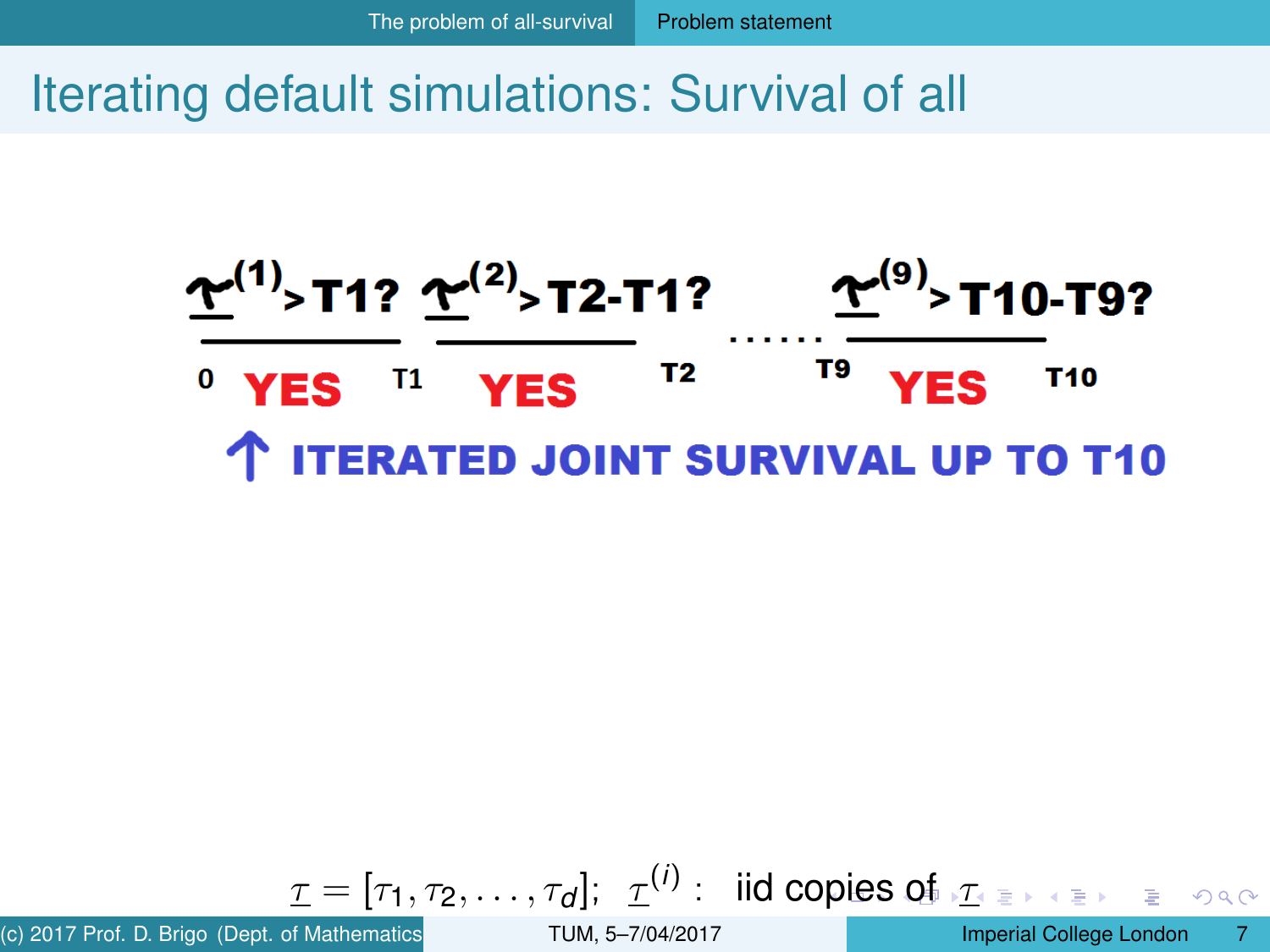# Iterating default simulations: Survival of all

$\underline{\tau}^{(1)} > T1?$ $\underline{\tau}^{(2)} > T2-T1?$ ...... $\underline{\tau}^{(9)} > T10-T9?$

0 **YES** T1 **YES** T2 ...... T9 **YES** T10

↑ **ITERATED JOINT SURVIVAL UP TO T10**

$\underline{\tau} = [\tau_1, \tau_2, \ldots, \tau_d]$; $\underline{\tau}^{(i)}$ : iid copies of $\underline{\tau}$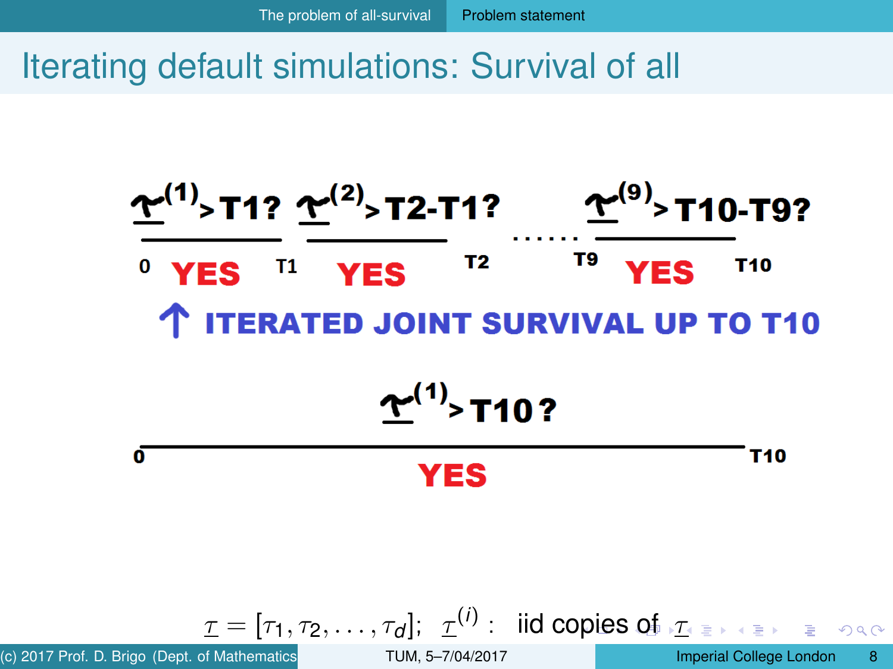# Iterating default simulations: Survival of all

$\underline{\tau}^{(1)} > T1?$ $\underline{\tau}^{(2)} > T2\text{-}T1?$ ...... $\underline{\tau}^{(9)} > T10\text{-}T9?$

0 **YES** T1 **YES** T2 ...... T9 **YES** T10

**↑ ITERATED JOINT SURVIVAL UP TO T10**

$\underline{\tau}^{(1)} > T10?$

0 **YES** T10

$\underline{\tau} = [\tau_1, \tau_2, \ldots, \tau_d]$; $\underline{\tau}^{(i)}$ : iid copies of $\underline{\tau}$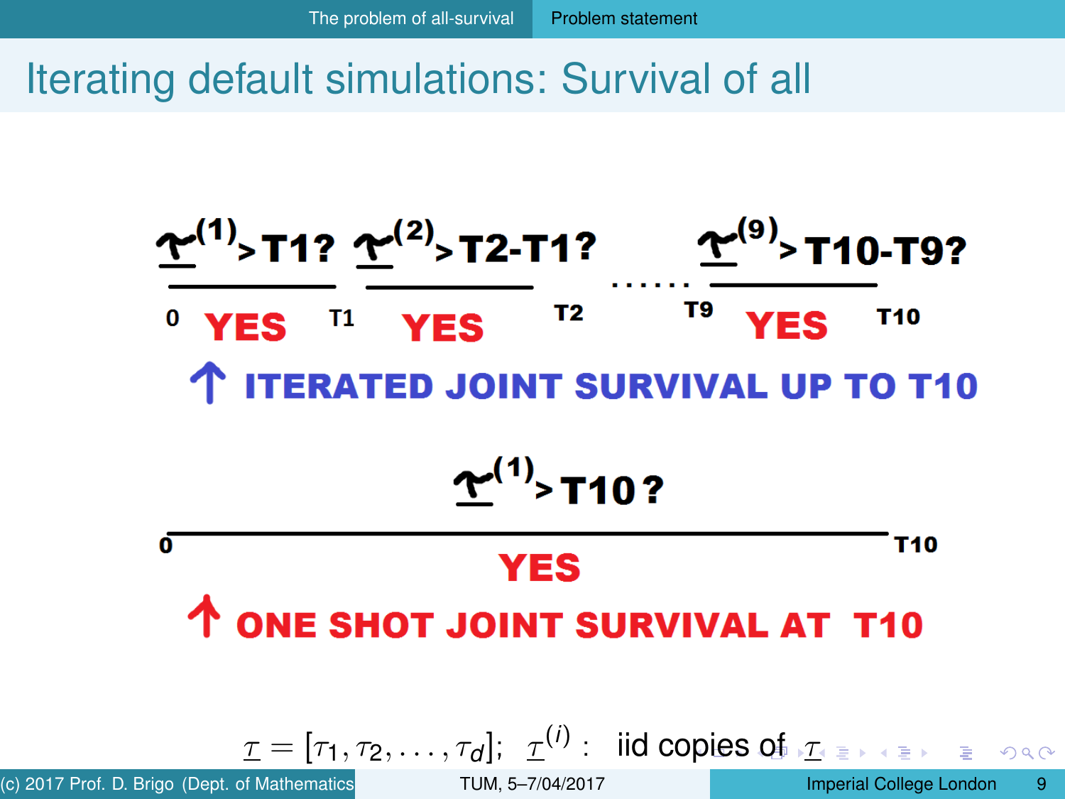# Iterating default simulations: Survival of all

$\underline{\tau}^{(1)} > T1?$ $\underline{\tau}^{(2)} > T2-T1?$ ...... $\underline{\tau}^{(9)} > T10-T9?$

0 **YES** T1 **YES** T2 ...... T9 **YES** T10

↑ **ITERATED JOINT SURVIVAL UP TO T10**

$\underline{\tau}^{(1)} > T10?$

0 **YES** T10

↑ **ONE SHOT JOINT SURVIVAL AT T10**

$\underline{\tau} = [\tau_1, \tau_2, \ldots, \tau_d]$; $\underline{\tau}^{(i)}$ : iid copies of $\underline{\tau}$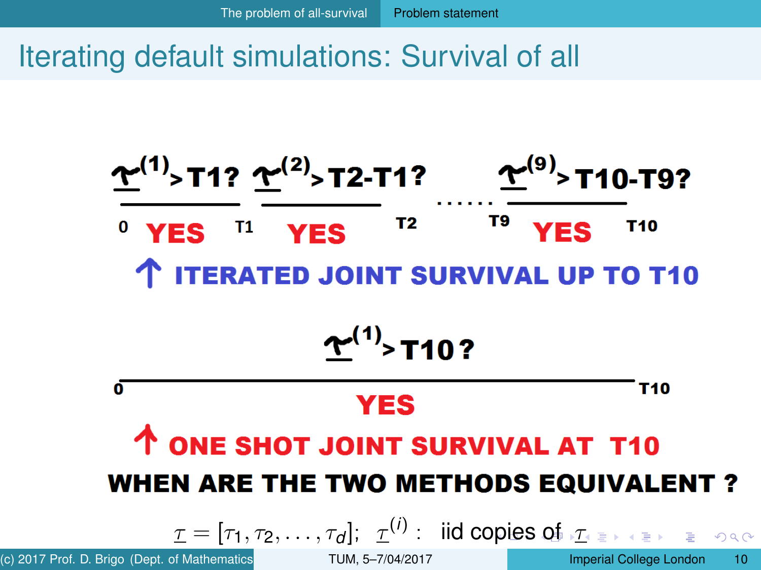# Iterating default simulations: Survival of all

$\underline{\tau}^{(1)} > T1$? $\underline{\tau}^{(2)} > T2-T1$? ...... $\underline{\tau}^{(9)} > T10-T9$?

0 **YES** T1 **YES** T2 ...... T9 **YES** T10

**ITERATED JOINT SURVIVAL UP TO T10**

$\underline{\tau}^{(1)} > T10$?

0 **YES** T10

**ONE SHOT JOINT SURVIVAL AT T10**

**WHEN ARE THE TWO METHODS EQUIVALENT ?**

$\underline{\tau} = [\tau_1, \tau_2, \ldots, \tau_d]$; $\underline{\tau}^{(i)}$ : iid copies of $\underline{\tau}$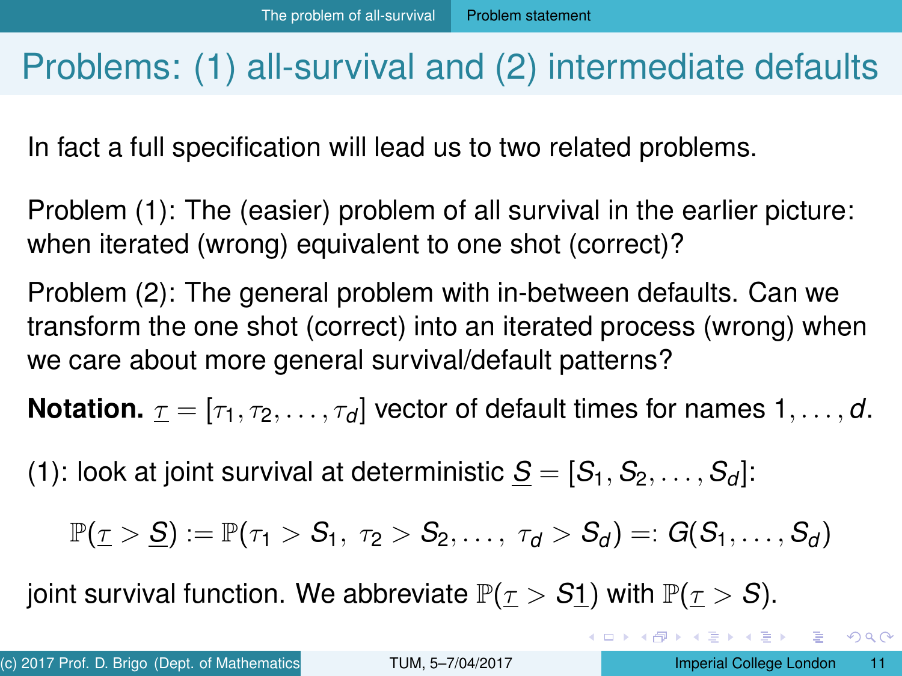# Problems: (1) all-survival and (2) intermediate defaults

In fact a full specification will lead us to two related problems.

Problem (1): The (easier) problem of all survival in the earlier picture: when iterated (wrong) equivalent to one shot (correct)?

Problem (2): The general problem with in-between defaults. Can we transform the one shot (correct) into an iterated process (wrong) when we care about more general survival/default patterns?

**Notation.** $\underline{\tau} = [\tau_1, \tau_2, \ldots, \tau_d]$ vector of default times for names $1, \ldots, d$.

(1): look at joint survival at deterministic $\underline{S} = [S_1, S_2, \ldots, S_d]$:

$$\mathbb{P}(\underline{\tau} > \underline{S}) := \mathbb{P}(\tau_1 > S_1,\ \tau_2 > S_2, \ldots,\ \tau_d > S_d) =: G(S_1, \ldots, S_d)$$

joint survival function. We abbreviate $\mathbb{P}(\underline{\tau} > S\underline{1})$ with $\mathbb{P}(\underline{\tau} > S)$.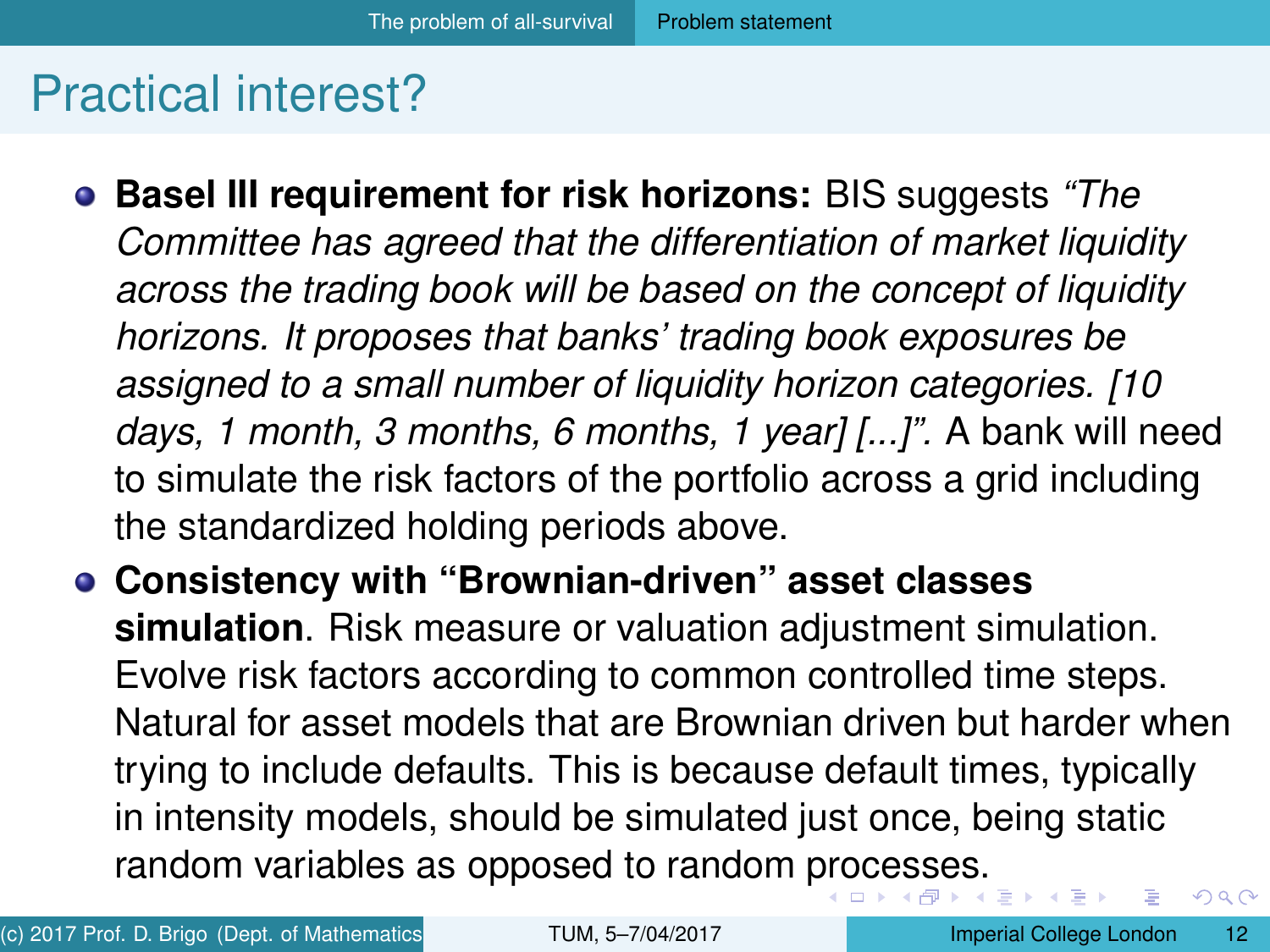# Practical interest?

- **Basel III requirement for risk horizons:** BIS suggests *"The Committee has agreed that the differentiation of market liquidity across the trading book will be based on the concept of liquidity horizons. It proposes that banks' trading book exposures be assigned to a small number of liquidity horizon categories. [10 days, 1 month, 3 months, 6 months, 1 year] [...]".* A bank will need to simulate the risk factors of the portfolio across a grid including the standardized holding periods above.
- **Consistency with "Brownian-driven" asset classes simulation**. Risk measure or valuation adjustment simulation. Evolve risk factors according to common controlled time steps. Natural for asset models that are Brownian driven but harder when trying to include defaults. This is because default times, typically in intensity models, should be simulated just once, being static random variables as opposed to random processes.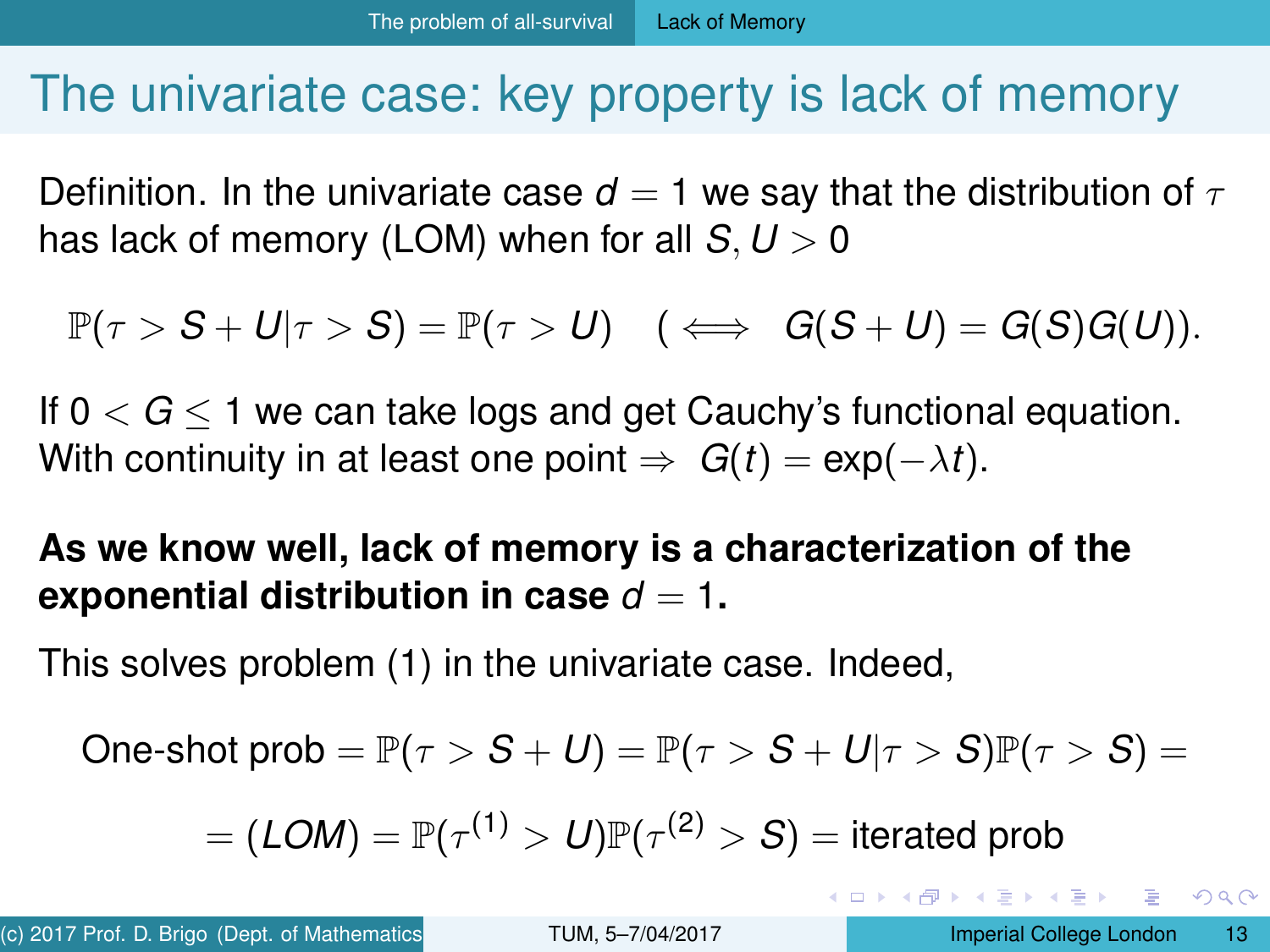# The univariate case: key property is lack of memory

Definition. In the univariate case $d = 1$ we say that the distribution of $\tau$ has lack of memory (LOM) when for all $S, U > 0$

$$\mathbb{P}(\tau > S + U | \tau > S) = \mathbb{P}(\tau > U) \quad (\iff \quad G(S + U) = G(S)G(U)).$$

If $0 < G \leq 1$ we can take logs and get Cauchy's functional equation. With continuity in at least one point $\Rightarrow \ G(t) = \exp(-\lambda t)$.

**As we know well, lack of memory is a characterization of the exponential distribution in case $d = 1$.**

This solves problem (1) in the univariate case. Indeed,

$$\text{One-shot prob} = \mathbb{P}(\tau > S + U) = \mathbb{P}(\tau > S + U | \tau > S)\mathbb{P}(\tau > S) =$$

$$= (LOM) = \mathbb{P}(\tau^{(1)} > U)\mathbb{P}(\tau^{(2)} > S) = \text{iterated prob}$$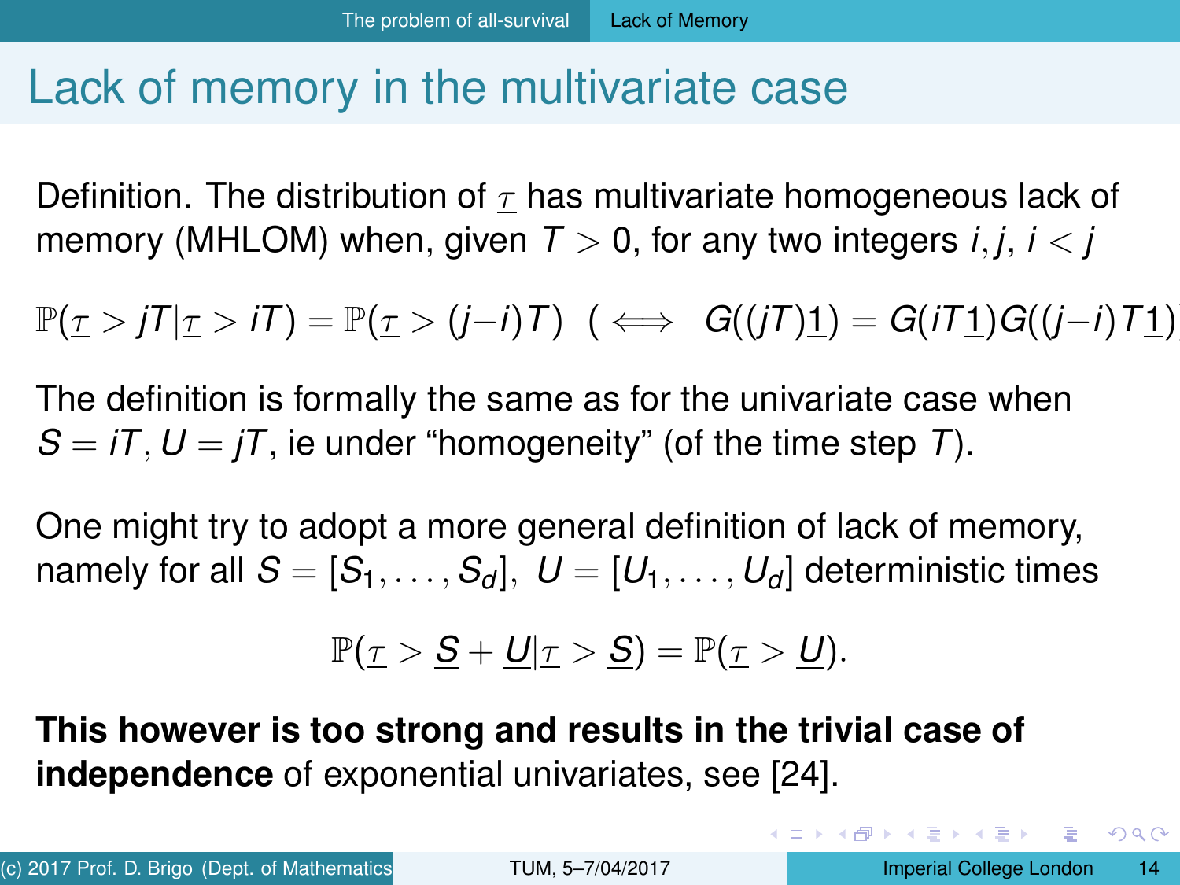# Lack of memory in the multivariate case

Definition. The distribution of $\underline{\tau}$ has multivariate homogeneous lack of memory (MHLOM) when, given $T > 0$, for any two integers $i, j$, $i < j$

$$\mathbb{P}(\underline{\tau} > jT | \underline{\tau} > iT) = \mathbb{P}(\underline{\tau} > (j-i)T) \ \ ( \iff \ \ G((jT)\underline{1}) = G(iT\underline{1})G((j-i)T\underline{1})$$

The definition is formally the same as for the univariate case when $S = iT, U = jT$, ie under "homogeneity" (of the time step $T$).

One might try to adopt a more general definition of lack of memory, namely for all $\underline{S} = [S_1, \ldots, S_d]$, $\underline{U} = [U_1, \ldots, U_d]$ deterministic times

$$\mathbb{P}(\underline{\tau} > \underline{S} + \underline{U} | \underline{\tau} > \underline{S}) = \mathbb{P}(\underline{\tau} > \underline{U}).$$

**This however is too strong and results in the trivial case of independence** of exponential univariates, see [24].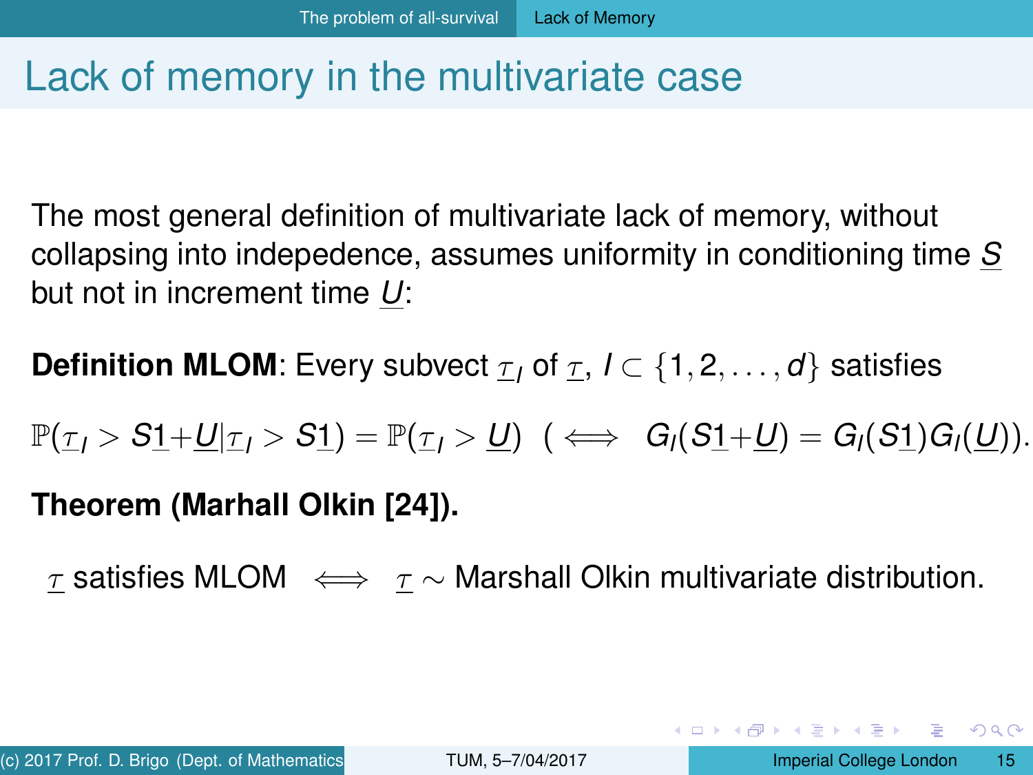# Lack of memory in the multivariate case

The most general definition of multivariate lack of memory, without collapsing into indepedence, assumes uniformity in conditioning time $\underline{S}$ but not in increment time $\underline{U}$:

**Definition MLOM**: Every subvect $\underline{\tau}_I$ of $\underline{\tau}$, $I \subset \{1, 2, \ldots, d\}$ satisfies

$$\mathbb{P}(\underline{\tau}_I > S\underline{1} + \underline{U} | \underline{\tau}_I > S\underline{1}) = \mathbb{P}(\underline{\tau}_I > \underline{U}) \ \ ( \iff \ G_I(S\underline{1} + \underline{U}) = G_I(S\underline{1}) G_I(\underline{U})).$$

**Theorem (Marhall Olkin [24]).**

$$\underline{\tau} \text{ satisfies MLOM} \iff \underline{\tau} \sim \text{Marshall Olkin multivariate distribution.}$$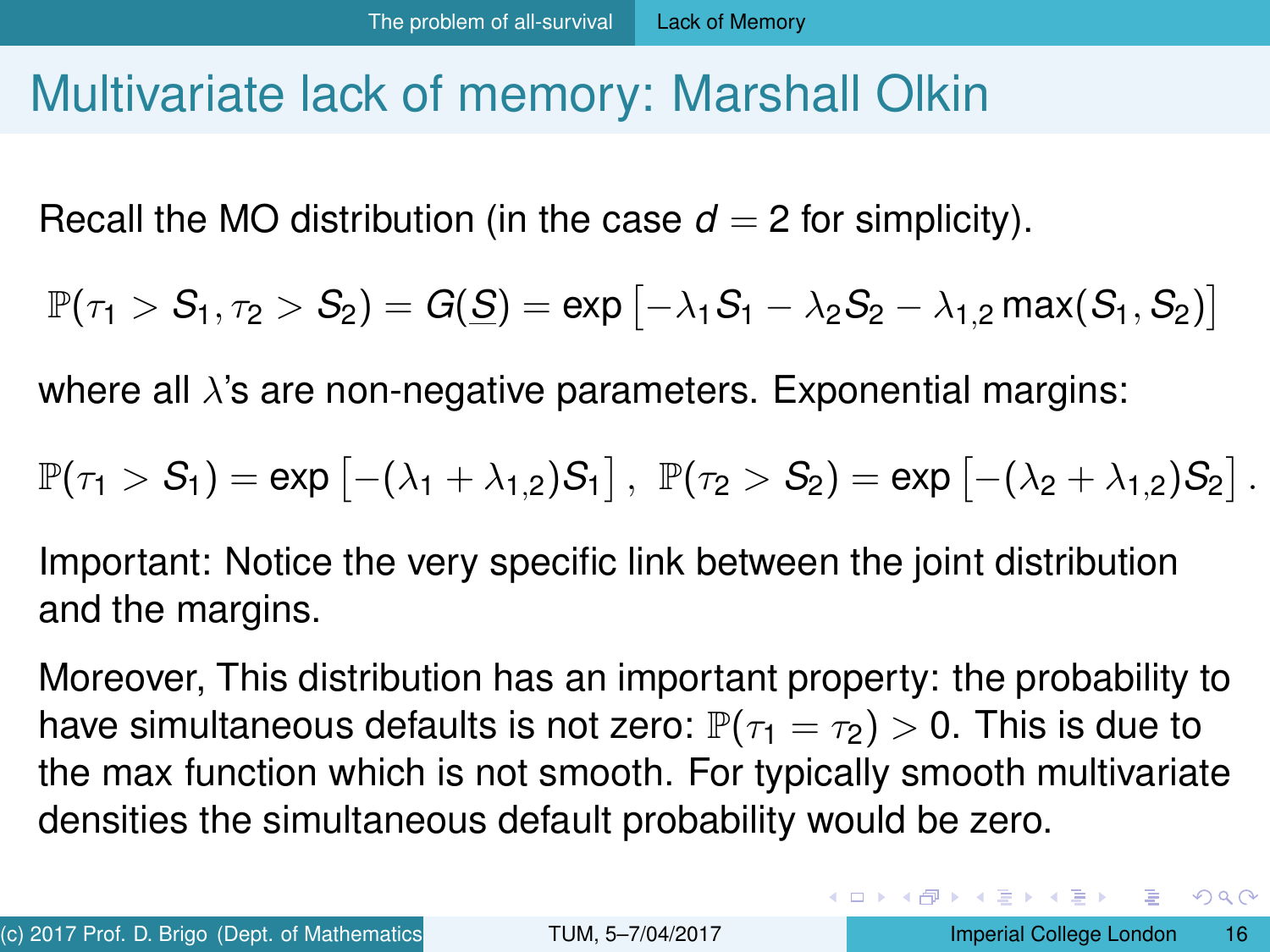# Multivariate lack of memory: Marshall Olkin

Recall the MO distribution (in the case $d = 2$ for simplicity).

$$\mathbb{P}(\tau_1 > S_1, \tau_2 > S_2) = G(\underline{S}) = \exp\left[-\lambda_1 S_1 - \lambda_2 S_2 - \lambda_{1,2} \max(S_1, S_2)\right]$$

where all $\lambda$'s are non-negative parameters. Exponential margins:

$$\mathbb{P}(\tau_1 > S_1) = \exp\left[-(\lambda_1 + \lambda_{1,2}) S_1\right], \;\; \mathbb{P}(\tau_2 > S_2) = \exp\left[-(\lambda_2 + \lambda_{1,2}) S_2\right].$$

Important: Notice the very specific link between the joint distribution and the margins.

Moreover, This distribution has an important property: the probability to have simultaneous defaults is not zero: $\mathbb{P}(\tau_1 = \tau_2) > 0$. This is due to the max function which is not smooth. For typically smooth multivariate densities the simultaneous default probability would be zero.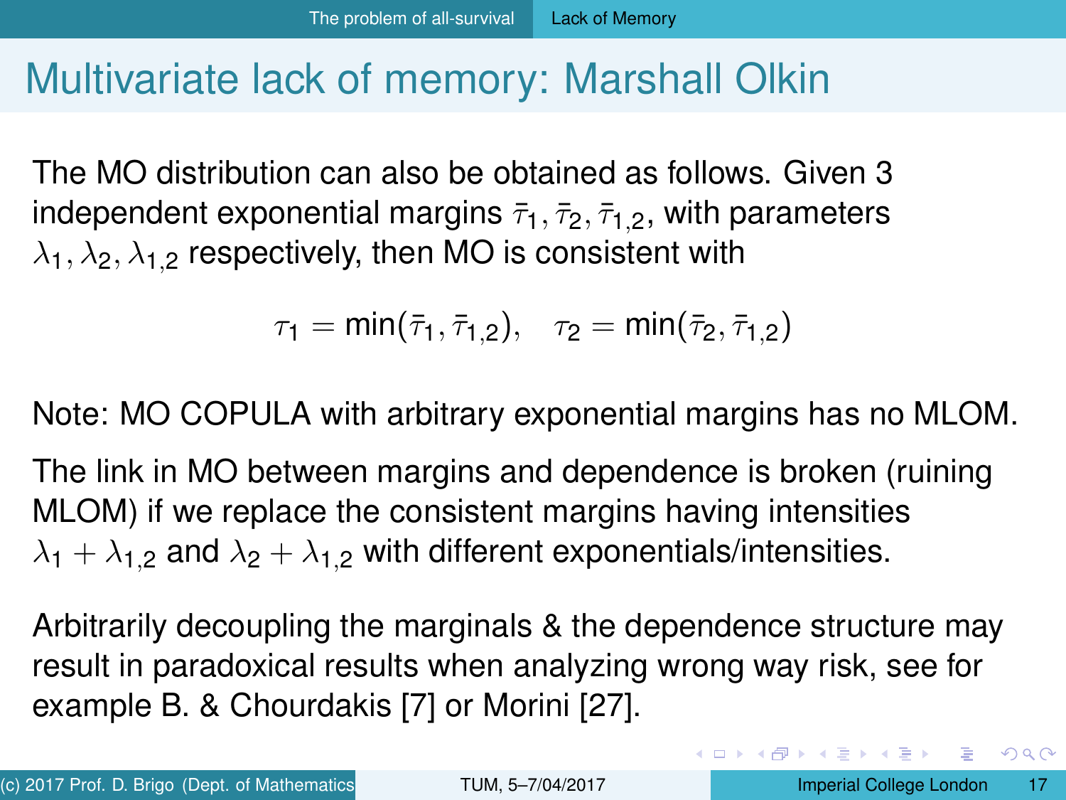# Multivariate lack of memory: Marshall Olkin

The MO distribution can also be obtained as follows. Given 3 independent exponential margins $\bar{\tau}_1, \bar{\tau}_2, \bar{\tau}_{1,2}$, with parameters $\lambda_1, \lambda_2, \lambda_{1,2}$ respectively, then MO is consistent with

$$\tau_1 = \min(\bar{\tau}_1, \bar{\tau}_{1,2}), \quad \tau_2 = \min(\bar{\tau}_2, \bar{\tau}_{1,2})$$

Note: MO COPULA with arbitrary exponential margins has no MLOM.

The link in MO between margins and dependence is broken (ruining MLOM) if we replace the consistent margins having intensities $\lambda_1 + \lambda_{1,2}$ and $\lambda_2 + \lambda_{1,2}$ with different exponentials/intensities.

Arbitrarily decoupling the marginals & the dependence structure may result in paradoxical results when analyzing wrong way risk, see for example B. & Chourdakis [7] or Morini [27].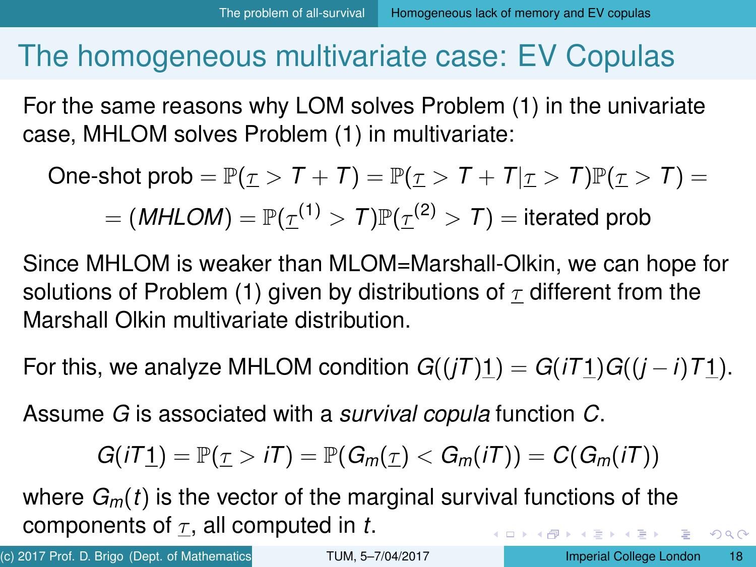# The homogeneous multivariate case: EV Copulas

For the same reasons why LOM solves Problem (1) in the univariate case, MHLOM solves Problem (1) in multivariate:

$$\text{One-shot prob} = \mathbb{P}(\underline{\tau} > T + T) = \mathbb{P}(\underline{\tau} > T + T | \underline{\tau} > T)\mathbb{P}(\underline{\tau} > T) =$$

$$= (MHLOM) = \mathbb{P}(\underline{\tau}^{(1)} > T)\mathbb{P}(\underline{\tau}^{(2)} > T) = \text{iterated prob}$$

Since MHLOM is weaker than MLOM=Marshall-Olkin, we can hope for solutions of Problem (1) given by distributions of $\underline{\tau}$ different from the Marshall Olkin multivariate distribution.

For this, we analyze MHLOM condition $G((jT)\underline{1}) = G(iT\underline{1})G((j-i)T\underline{1})$.

Assume $G$ is associated with a *survival copula* function $C$.

$$G(iT\underline{1}) = \mathbb{P}(\underline{\tau} > iT) = \mathbb{P}(G_m(\underline{\tau}) < G_m(iT)) = C(G_m(iT))$$

where $G_m(t)$ is the vector of the marginal survival functions of the components of $\underline{\tau}$, all computed in $t$.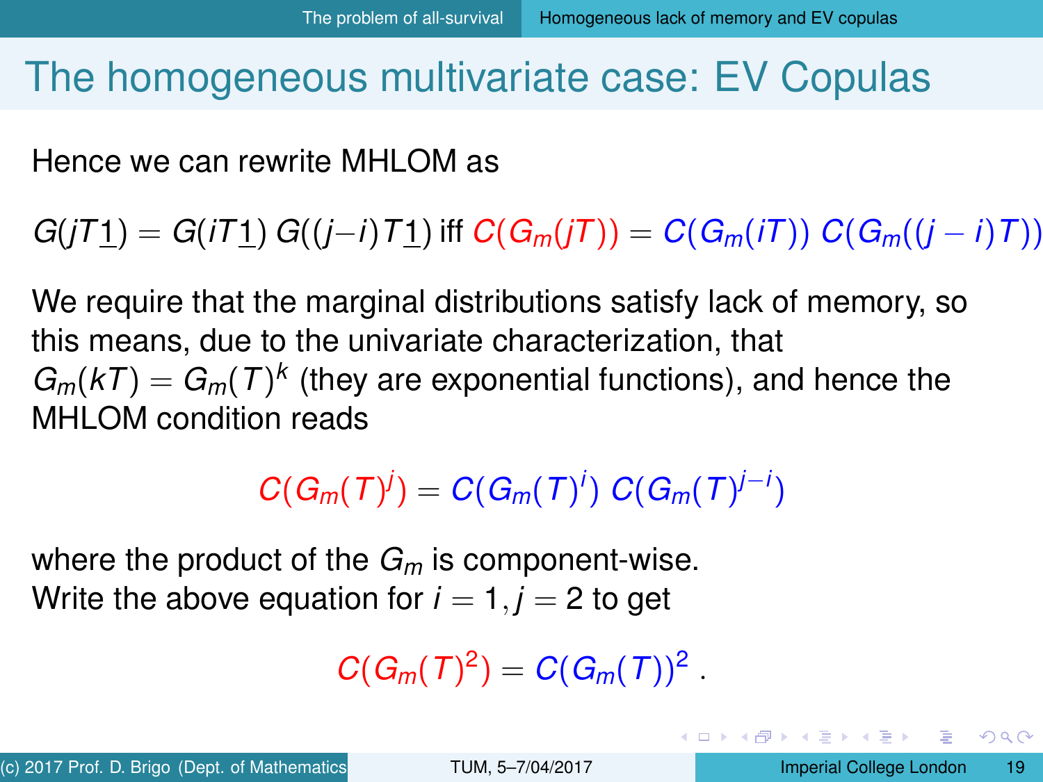# The homogeneous multivariate case: EV Copulas

Hence we can rewrite MHLOM as

$$G(jT\underline{1}) = G(iT\underline{1})\, G((j-i)T\underline{1}) \text{ iff } C(G_m(jT)) = C(G_m(iT))\, C(G_m((j-i)T))$$

We require that the marginal distributions satisfy lack of memory, so this means, due to the univariate characterization, that $G_m(kT) = G_m(T)^k$ (they are exponential functions), and hence the MHLOM condition reads

$$C(G_m(T)^j) = C(G_m(T)^i)\; C(G_m(T)^{j-i})$$

where the product of the $G_m$ is component-wise.
Write the above equation for $i = 1, j = 2$ to get

$$C(G_m(T)^2) = C(G_m(T))^2\ .$$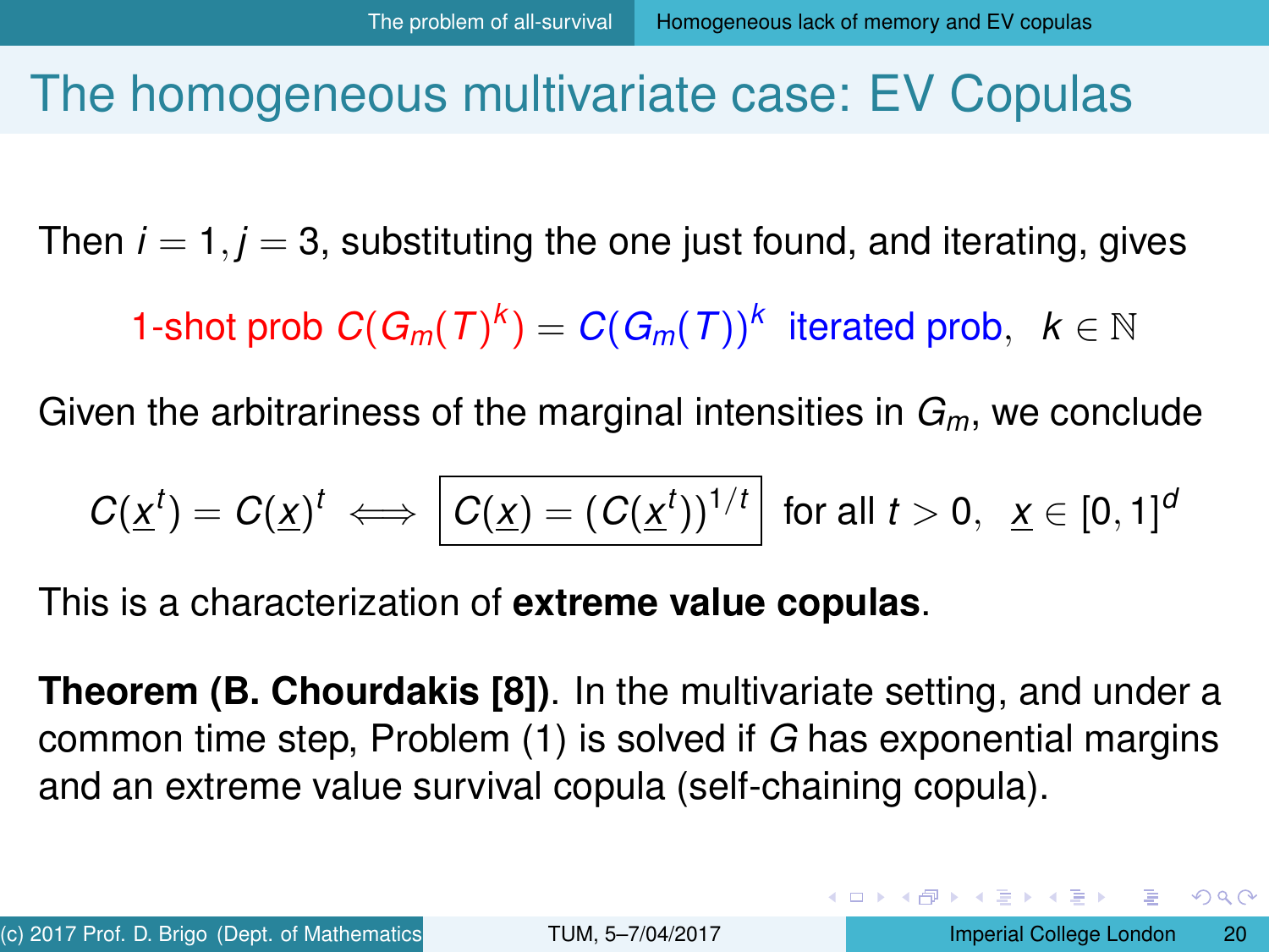# The homogeneous multivariate case: EV Copulas

Then $i = 1, j = 3$, substituting the one just found, and iterating, gives

$$\text{1-shot prob } C(G_m(T)^k) = C(G_m(T))^k \text{ iterated prob}, \quad k \in \mathbb{N}$$

Given the arbitrariness of the marginal intensities in $G_m$, we conclude

$$C(\underline{x}^t) = C(\underline{x})^t \iff \boxed{C(\underline{x}) = (C(\underline{x}^t))^{1/t}} \text{ for all } t > 0, \quad \underline{x} \in [0,1]^d$$

This is a characterization of **extreme value copulas**.

**Theorem (B. Choudakis [8])**. In the multivariate setting, and under a common time step, Problem (1) is solved if $G$ has exponential margins and an extreme value survival copula (self-chaining copula).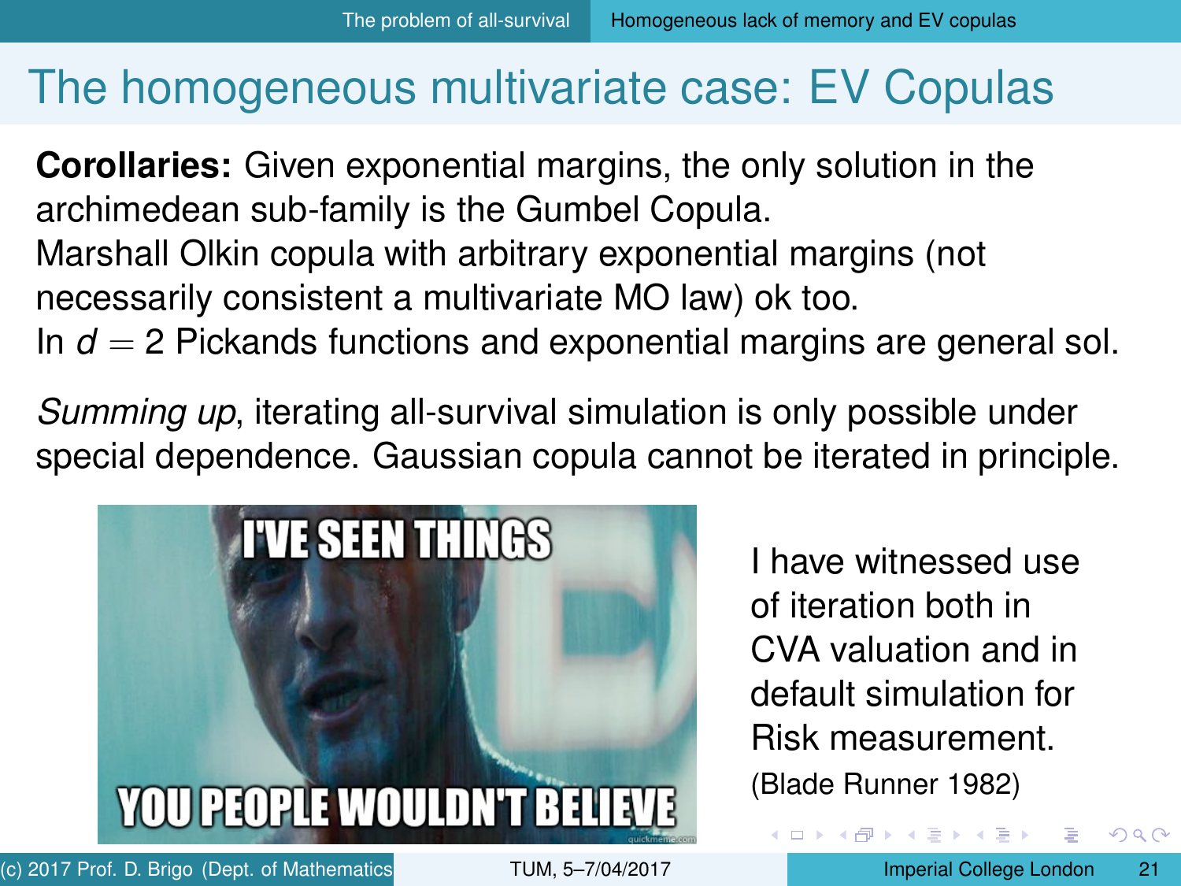# The homogeneous multivariate case: EV Copulas

**Corollaries:** Given exponential margins, the only solution in the archimedean sub-family is the Gumbel Copula.
Marshall Olkin copula with arbitrary exponential margins (not necessarily consistent a multivariate MO law) ok too.
In $d = 2$ Pickands functions and exponential margins are general sol.

*Summing up*, iterating all-survival simulation is only possible under special dependence. Gaussian copula cannot be iterated in principle.

I have witnessed use of iteration both in CVA valuation and in default simulation for Risk measurement.
(Blade Runner 1982)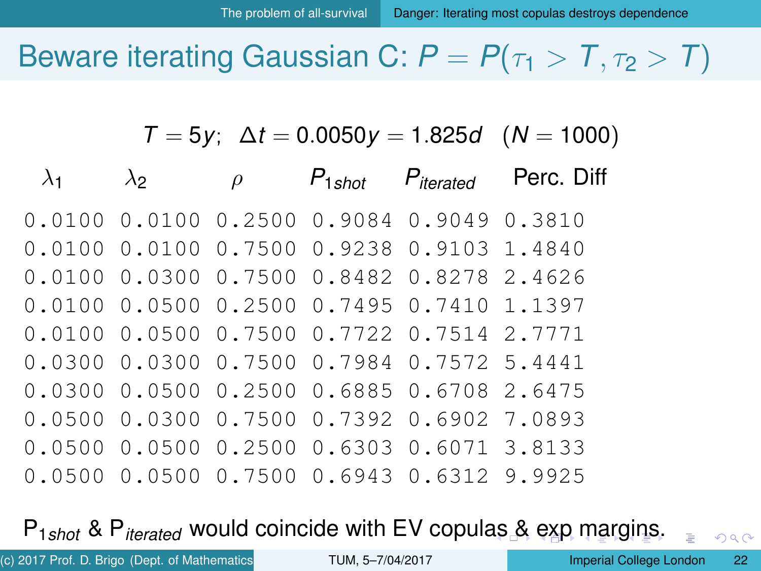# Beware iterating Gaussian C: $P = P(\tau_1 > T, \tau_2 > T)$

$$T = 5y;\ \ \Delta t = 0.0050y = 1.825d \quad (N = 1000)$$

| $\lambda_1$ | $\lambda_2$ | $\rho$ | $P_{1shot}$ | $P_{iterated}$ | Perc. Diff |
|---|---|---|---|---|---|
| 0.0100 | 0.0100 | 0.2500 | 0.9084 | 0.9049 | 0.3810 |
| 0.0100 | 0.0100 | 0.7500 | 0.9238 | 0.9103 | 1.4840 |
| 0.0100 | 0.0300 | 0.7500 | 0.8482 | 0.8278 | 2.4626 |
| 0.0100 | 0.0500 | 0.2500 | 0.7495 | 0.7410 | 1.1397 |
| 0.0100 | 0.0500 | 0.7500 | 0.7722 | 0.7514 | 2.7771 |
| 0.0300 | 0.0300 | 0.7500 | 0.7984 | 0.7572 | 5.4441 |
| 0.0300 | 0.0500 | 0.2500 | 0.6885 | 0.6708 | 2.6475 |
| 0.0500 | 0.0300 | 0.7500 | 0.7392 | 0.6902 | 7.0893 |
| 0.0500 | 0.0500 | 0.2500 | 0.6303 | 0.6071 | 3.8133 |
| 0.0500 | 0.0500 | 0.7500 | 0.6943 | 0.6312 | 9.9925 |

$P_{1shot}$ & $P_{iterated}$ would coincide with EV copulas & exp margins.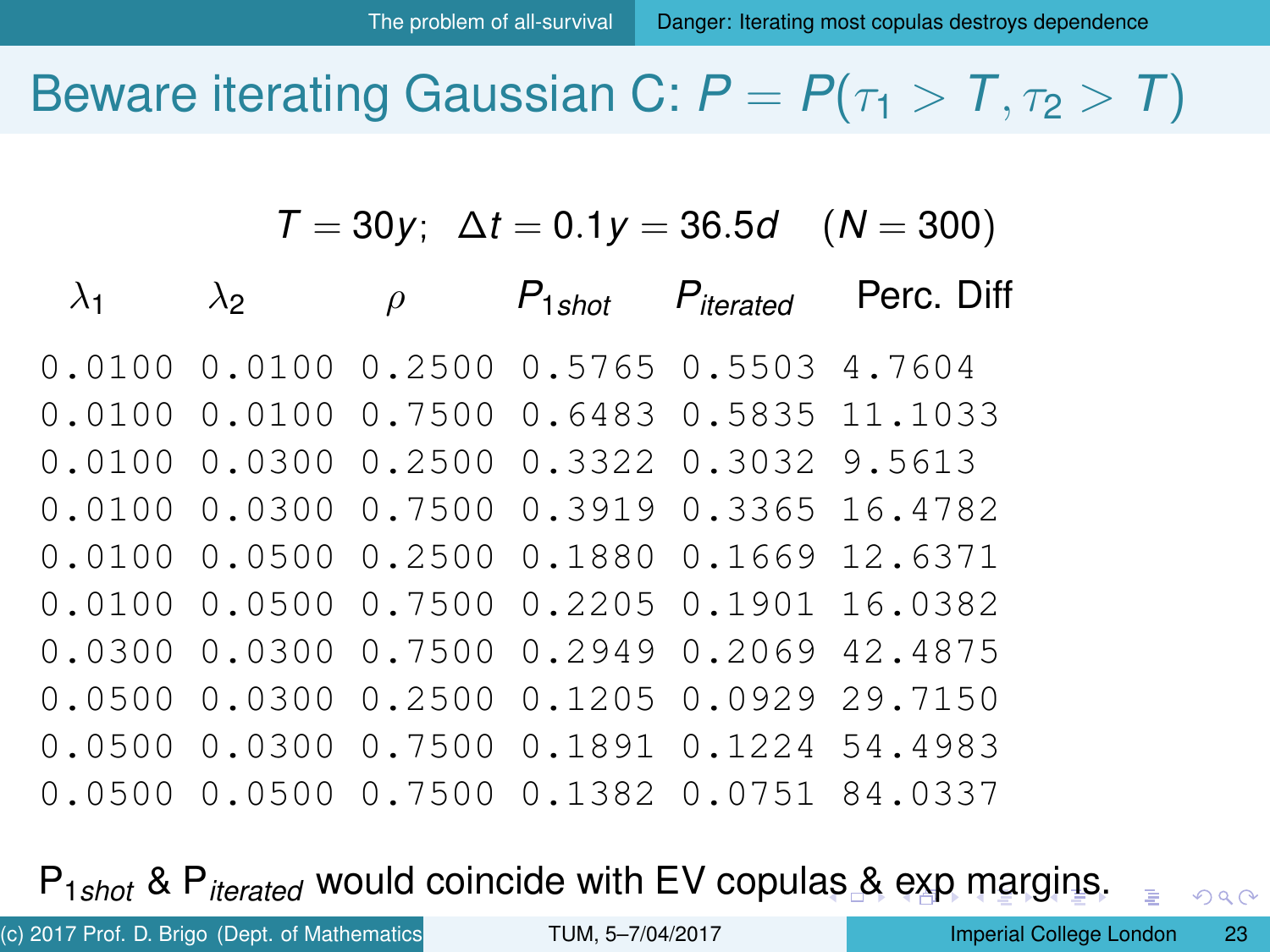# Beware iterating Gaussian C: $P = P(\tau_1 > T, \tau_2 > T)$

$$T = 30y; \quad \Delta t = 0.1y = 36.5d \quad (N = 300)$$

| $\lambda_1$ | $\lambda_2$ | $\rho$ | $P_{1shot}$ | $P_{iterated}$ | Perc. Diff |
|---|---|---|---|---|---|
| 0.0100 | 0.0100 | 0.2500 | 0.5765 | 0.5503 | 4.7604 |
| 0.0100 | 0.0100 | 0.7500 | 0.6483 | 0.5835 | 11.1033 |
| 0.0100 | 0.0300 | 0.2500 | 0.3322 | 0.3032 | 9.5613 |
| 0.0100 | 0.0300 | 0.7500 | 0.3919 | 0.3365 | 16.4782 |
| 0.0100 | 0.0500 | 0.2500 | 0.1880 | 0.1669 | 12.6371 |
| 0.0100 | 0.0500 | 0.7500 | 0.2205 | 0.1901 | 16.0382 |
| 0.0300 | 0.0300 | 0.7500 | 0.2949 | 0.2069 | 42.4875 |
| 0.0500 | 0.0300 | 0.2500 | 0.1205 | 0.0929 | 29.7150 |
| 0.0500 | 0.0300 | 0.7500 | 0.1891 | 0.1224 | 54.4983 |
| 0.0500 | 0.0500 | 0.7500 | 0.1382 | 0.0751 | 84.0337 |

$P_{1shot}$ & $P_{iterated}$ would coincide with EV copulas & exp margins.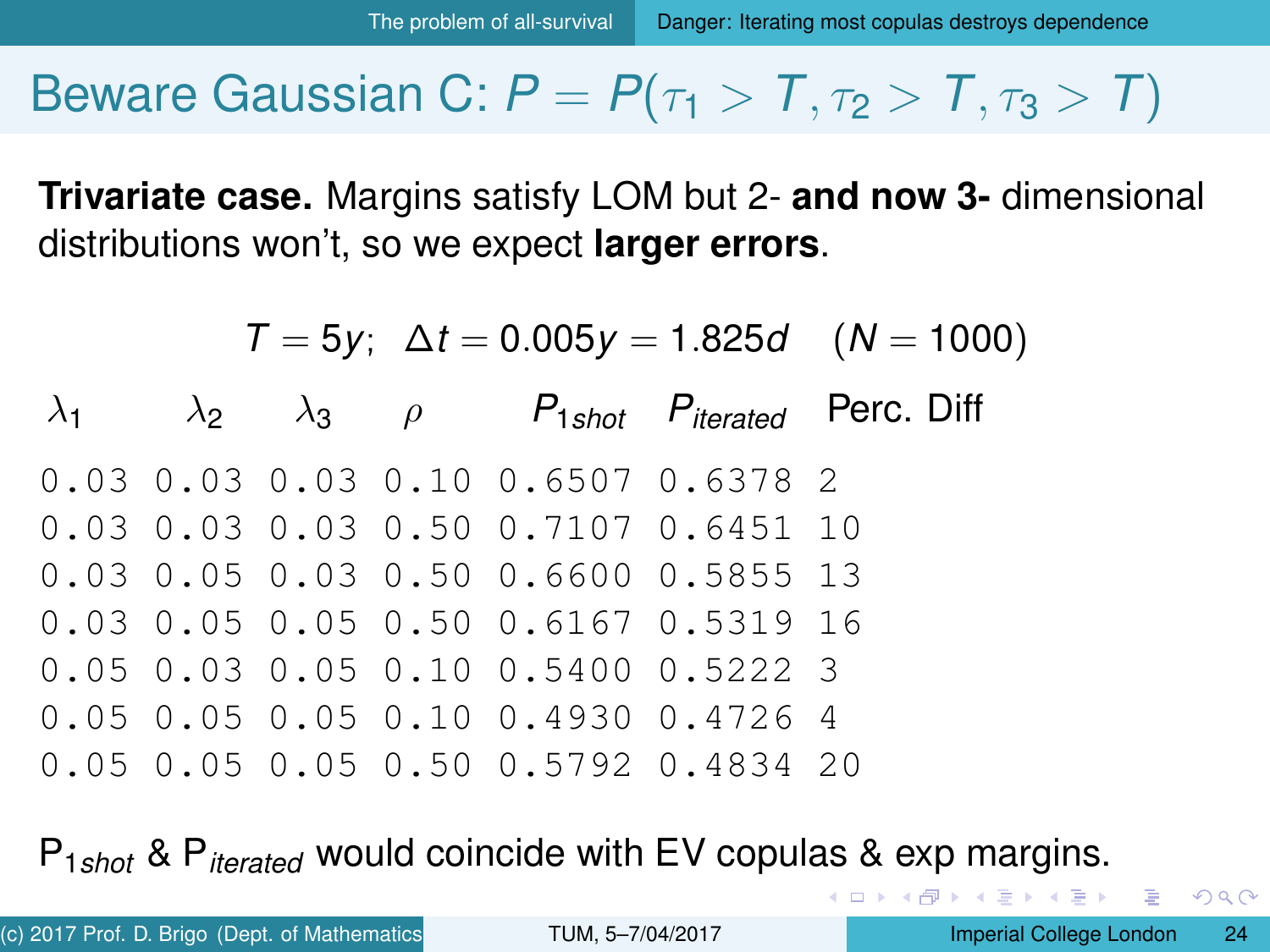# Beware Gaussian C: $P = P(\tau_1 > T, \tau_2 > T, \tau_3 > T)$

**Trivariate case.** Margins satisfy LOM but 2- **and now 3-** dimensional distributions won't, so we expect **larger errors**.

$$T = 5y; \;\; \Delta t = 0.005y = 1.825d \quad (N = 1000)$$

| $\lambda_1$ | $\lambda_2$ | $\lambda_3$ | $\rho$ | $P_{1shot}$ | $P_{iterated}$ | Perc. Diff |
|---|---|---|---|---|---|---|
| 0.03 | 0.03 | 0.03 | 0.10 | 0.6507 | 0.6378 | 2 |
| 0.03 | 0.03 | 0.03 | 0.50 | 0.7107 | 0.6451 | 10 |
| 0.03 | 0.05 | 0.03 | 0.50 | 0.6600 | 0.5855 | 13 |
| 0.03 | 0.05 | 0.05 | 0.50 | 0.6167 | 0.5319 | 16 |
| 0.05 | 0.03 | 0.05 | 0.10 | 0.5400 | 0.5222 | 3 |
| 0.05 | 0.05 | 0.05 | 0.10 | 0.4930 | 0.4726 | 4 |
| 0.05 | 0.05 | 0.05 | 0.50 | 0.5792 | 0.4834 | 20 |

$P_{1shot}$ & $P_{iterated}$ would coincide with EV copulas & exp margins.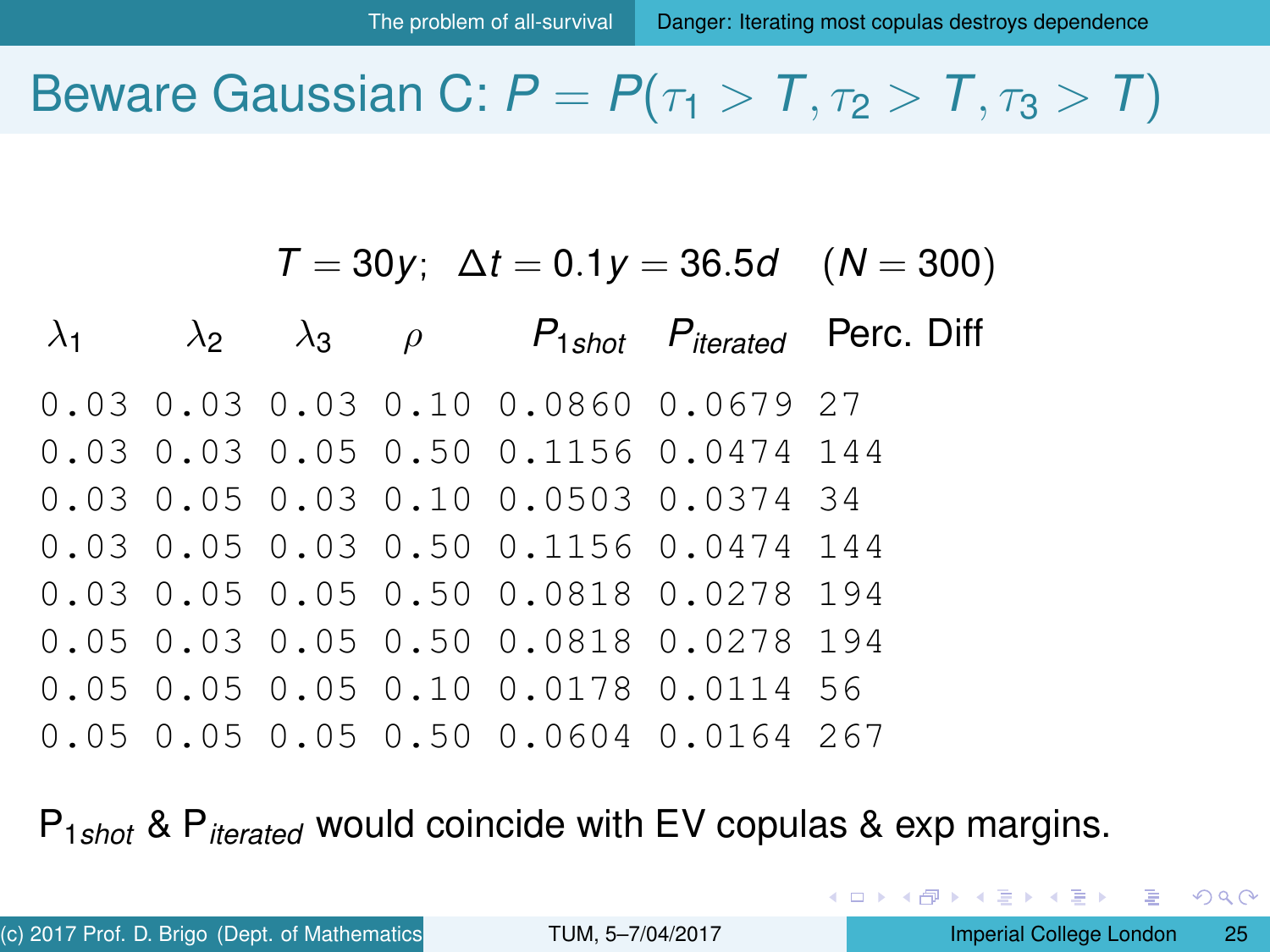# Beware Gaussian C: $P = P(\tau_1 > T, \tau_2 > T, \tau_3 > T)$

$$T = 30y; \quad \Delta t = 0.1y = 36.5d \quad (N = 300)$$

| $\lambda_1$ | $\lambda_2$ | $\lambda_3$ | $\rho$ | $P_{1shot}$ | $P_{iterated}$ | Perc. Diff |
|---|---|---|---|---|---|---|
| 0.03 | 0.03 | 0.03 | 0.10 | 0.0860 | 0.0679 | 27 |
| 0.03 | 0.03 | 0.05 | 0.50 | 0.1156 | 0.0474 | 144 |
| 0.03 | 0.05 | 0.03 | 0.10 | 0.0503 | 0.0374 | 34 |
| 0.03 | 0.05 | 0.03 | 0.50 | 0.1156 | 0.0474 | 144 |
| 0.03 | 0.05 | 0.05 | 0.50 | 0.0818 | 0.0278 | 194 |
| 0.05 | 0.03 | 0.05 | 0.50 | 0.0818 | 0.0278 | 194 |
| 0.05 | 0.05 | 0.05 | 0.10 | 0.0178 | 0.0114 | 56 |
| 0.05 | 0.05 | 0.05 | 0.50 | 0.0604 | 0.0164 | 267 |

$P_{1shot}$ & $P_{iterated}$ would coincide with EV copulas & exp margins.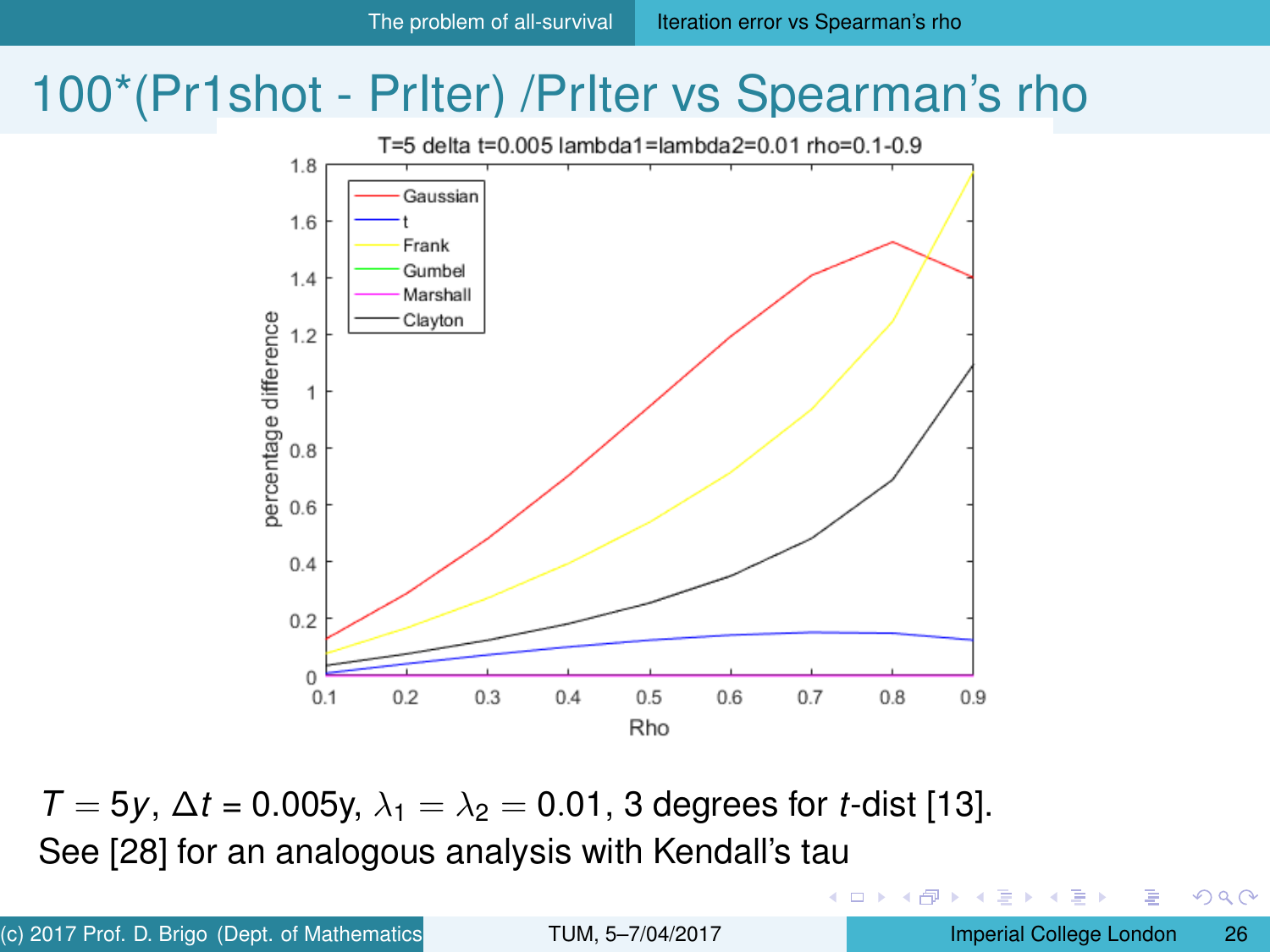# 100*(Pr1shot - PrIter) /PrIter vs Spearman's rho

T=5 delta t=0.005 lambda1=lambda2=0.01 rho=0.1-0.9

$T = 5y$, $\Delta t$ = 0.005y, $\lambda_1 = \lambda_2 = 0.01$, 3 degrees for $t$-dist [13].
See [28] for an analogous analysis with Kendall's tau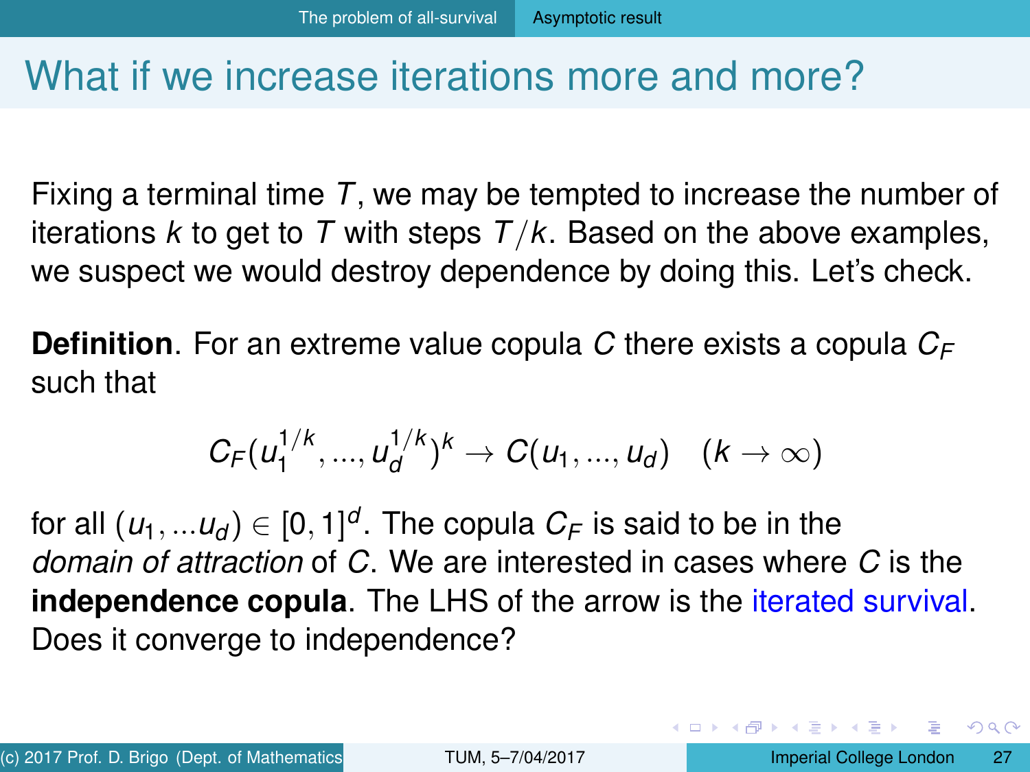# What if we increase iterations more and more?

Fixing a terminal time $T$, we may be tempted to increase the number of iterations $k$ to get to $T$ with steps $T/k$. Based on the above examples, we suspect we would destroy dependence by doing this. Let's check.

**Definition**. For an extreme value copula $C$ there exists a copula $C_F$ such that

$$C_F(u_1^{1/k}, ..., u_d^{1/k})^k \to C(u_1, ..., u_d) \quad (k \to \infty)$$

for all $(u_1, ...u_d) \in [0,1]^d$. The copula $C_F$ is said to be in the *domain of attraction* of $C$. We are interested in cases where $C$ is the **independence copula**. The LHS of the arrow is the iterated survival. Does it converge to independence?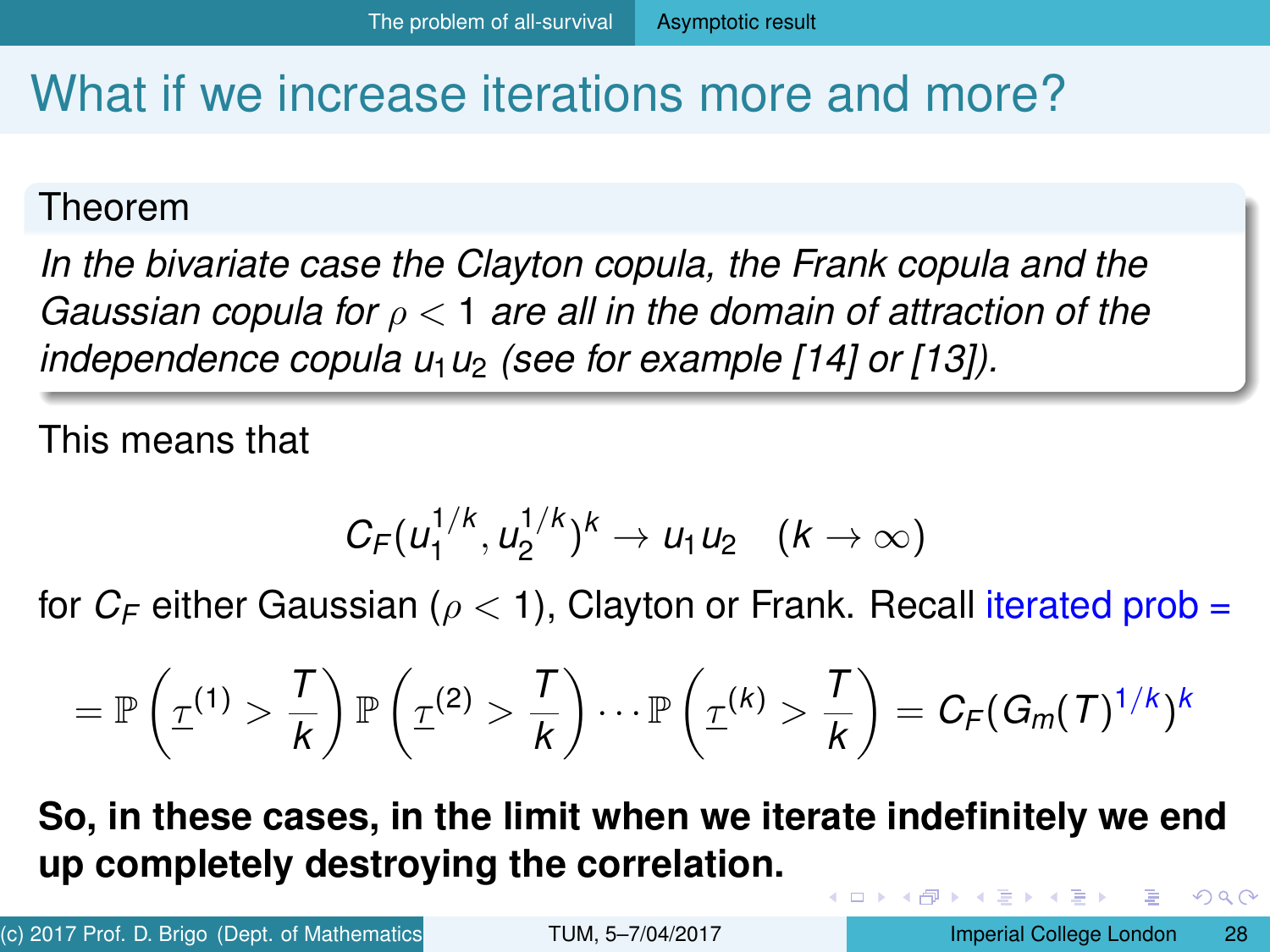# What if we increase iterations more and more?

**Theorem**

*In the bivariate case the Clayton copula, the Frank copula and the Gaussian copula for $\rho < 1$ are all in the domain of attraction of the independence copula $u_1 u_2$ (see for example [14] or [13]).*

This means that

$$C_F(u_1^{1/k}, u_2^{1/k})^k \to u_1 u_2 \quad (k \to \infty)$$

for $C_F$ either Gaussian ($\rho < 1$), Clayton or Frank. Recall iterated prob =

$$= \mathbb{P}\left(\underline{\tau}^{(1)} > \frac{T}{k}\right) \mathbb{P}\left(\underline{\tau}^{(2)} > \frac{T}{k}\right) \cdots \mathbb{P}\left(\underline{\tau}^{(k)} > \frac{T}{k}\right) = C_F(G_m(T)^{1/k})^k$$

**So, in these cases, in the limit when we iterate indefinitely we end up completely destroying the correlation.**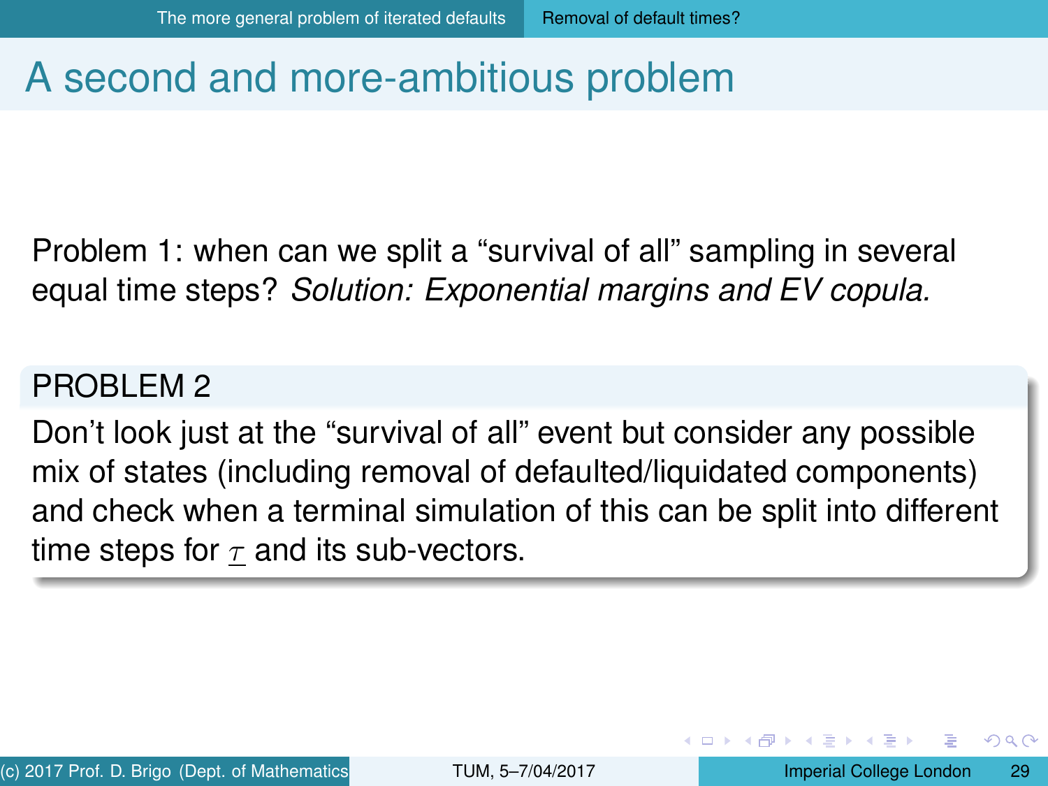# A second and more-ambitious problem

Problem 1: when can we split a "survival of all" sampling in several equal time steps? *Solution: Exponential margins and EV copula.*

## PROBLEM 2

Don't look just at the "survival of all" event but consider any possible mix of states (including removal of defaulted/liquidated components) and check when a terminal simulation of this can be split into different time steps for $\underline{\tau}$ and its sub-vectors.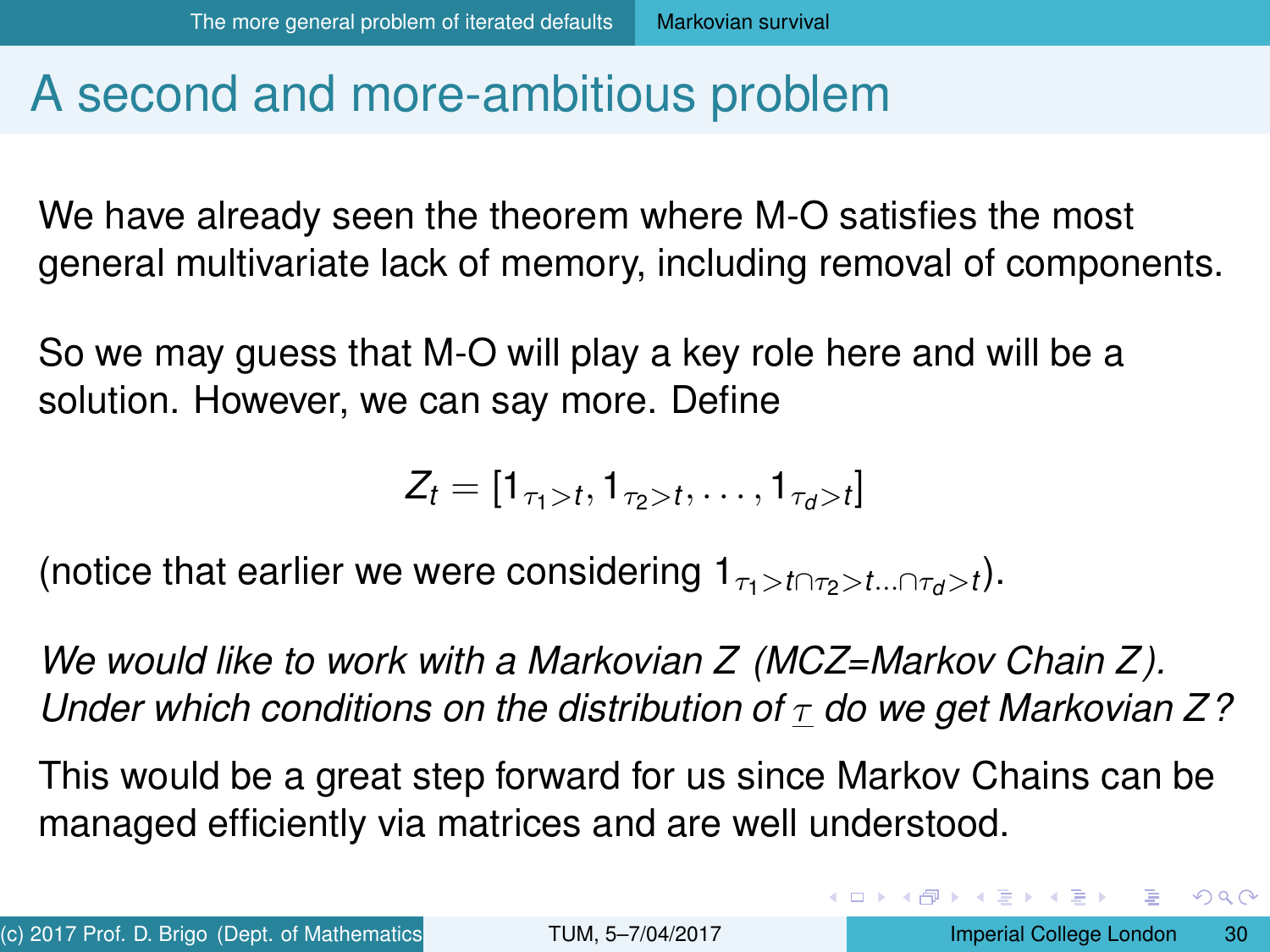# A second and more-ambitious problem

We have already seen the theorem where M-O satisfies the most general multivariate lack of memory, including removal of components.

So we may guess that M-O will play a key role here and will be a solution. However, we can say more. Define

$$Z_t = [1_{\tau_1 > t}, 1_{\tau_2 > t}, \ldots, 1_{\tau_d > t}]$$

(notice that earlier we were considering $1_{\tau_1 > t \cap \tau_2 > t \ldots \cap \tau_d > t}$).

*We would like to work with a Markovian Z (MCZ=Markov Chain Z). Under which conditions on the distribution of $\underline{\tau}$ do we get Markovian Z?*

This would be a great step forward for us since Markov Chains can be managed efficiently via matrices and are well understood.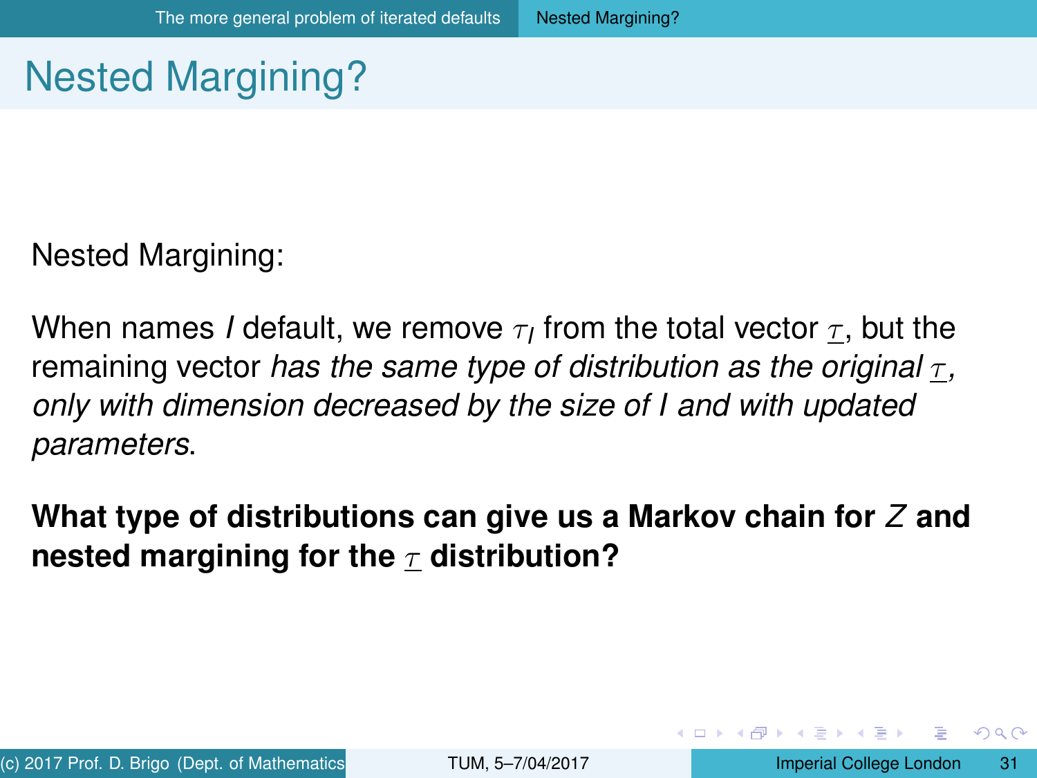# Nested Margining?

Nested Margining:

When names $I$ default, we remove $\tau_I$ from the total vector $\underline{\tau}$, but the remaining vector *has the same type of distribution as the original* $\underline{\tau}$*, only with dimension decreased by the size of* $I$ *and with updated parameters*.

**What type of distributions can give us a Markov chain for $Z$ and nested margining for the $\underline{\tau}$ distribution?**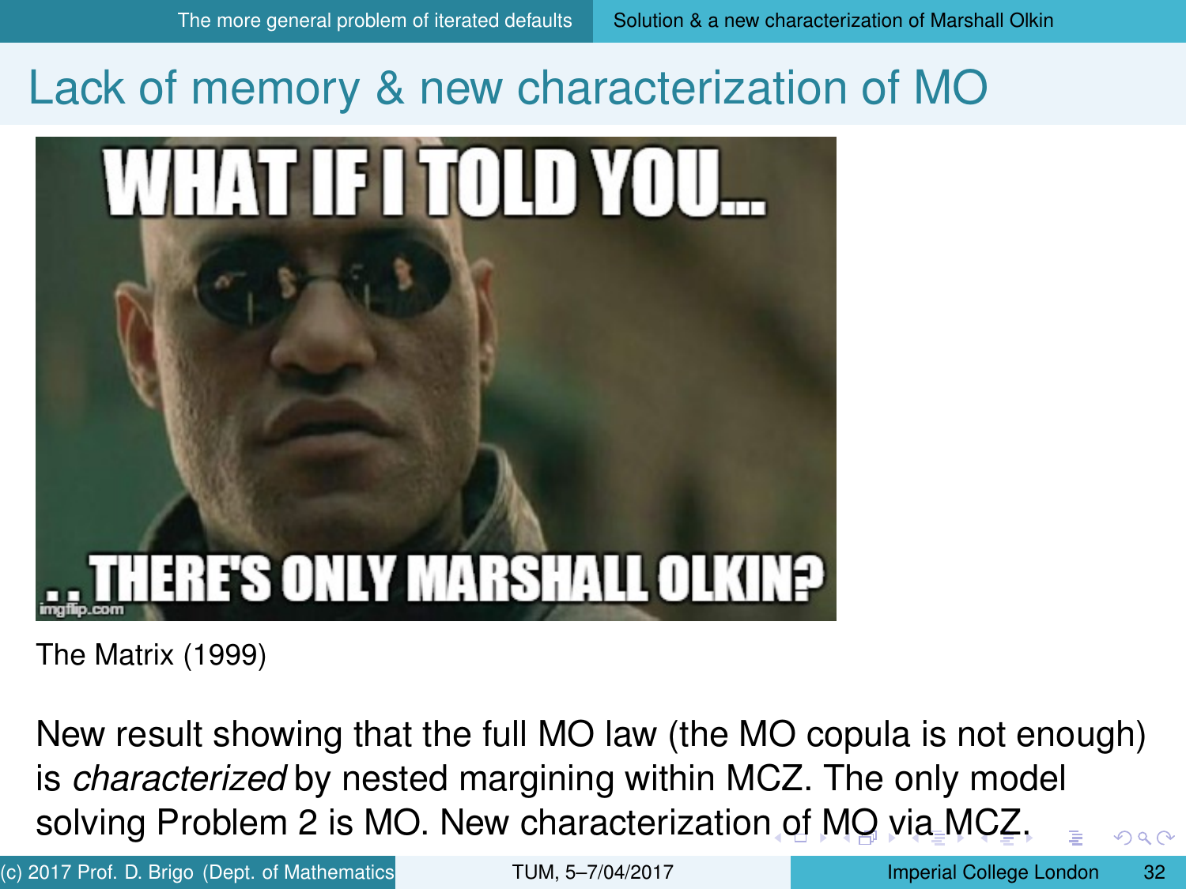## Lack of memory & new characterization of MO

The Matrix (1999)

New result showing that the full MO law (the MO copula is not enough) is *characterized* by nested margining within MCZ. The only model solving Problem 2 is MO. New characterization of MO via MCZ.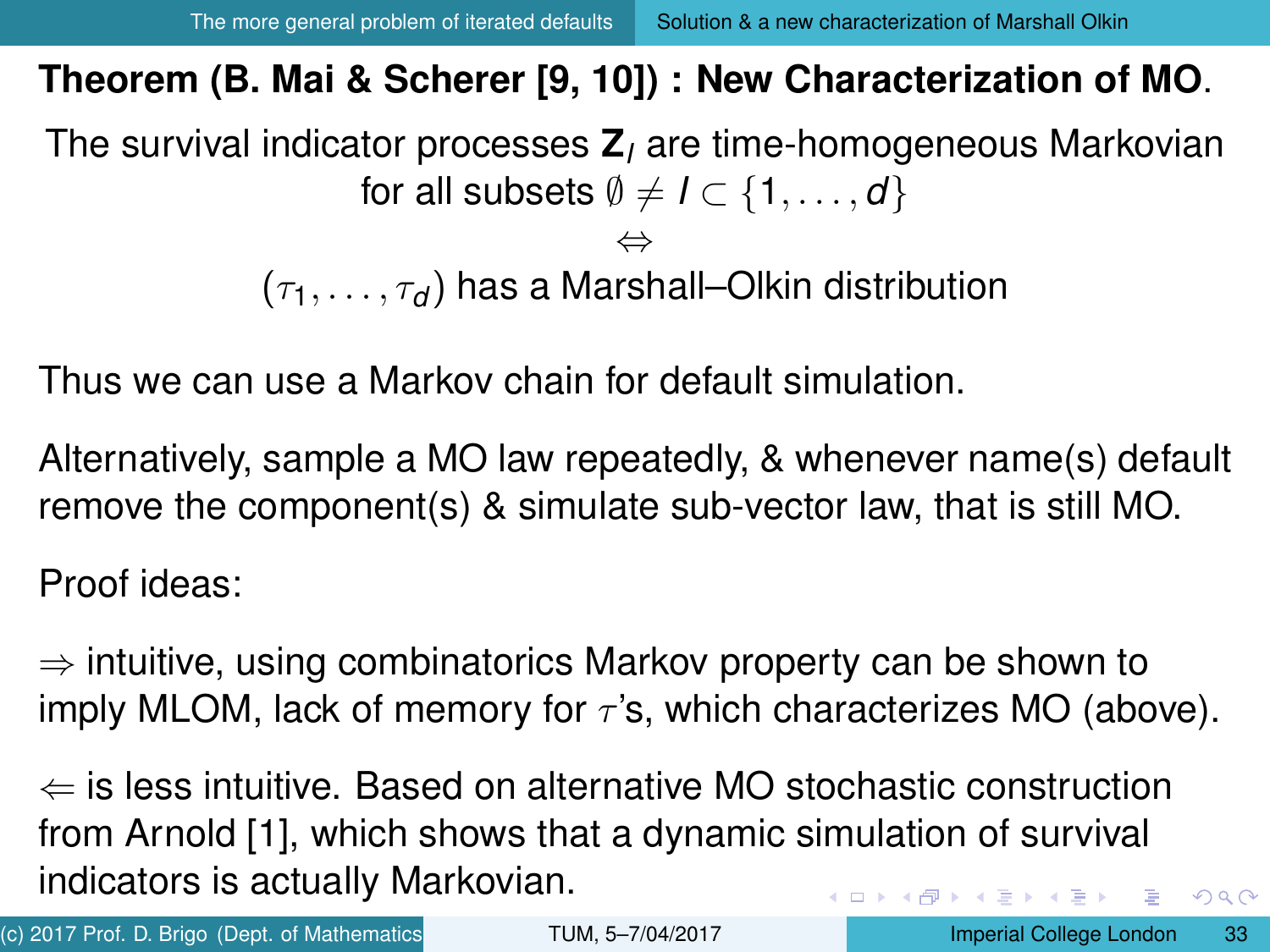## Theorem (B. Mai & Scherer [9, 10]) : New Characterization of MO.

The survival indicator processes $\mathbf{Z}_I$ are time-homogeneous Markovian for all subsets $\emptyset \neq I \subset \{1, \ldots, d\}$

$$\Leftrightarrow$$

$(\tau_1, \ldots, \tau_d)$ has a Marshall–Olkin distribution

Thus we can use a Markov chain for default simulation.

Alternatively, sample a MO law repeatedly, & whenever name(s) default remove the component(s) & simulate sub-vector law, that is still MO.

Proof ideas:

$\Rightarrow$ intuitive, using combinatorics Markov property can be shown to imply MLOM, lack of memory for $\tau$'s, which characterizes MO (above).

$\Leftarrow$ is less intuitive. Based on alternative MO stochastic construction from Arnold [1], which shows that a dynamic simulation of survival indicators is actually Markovian.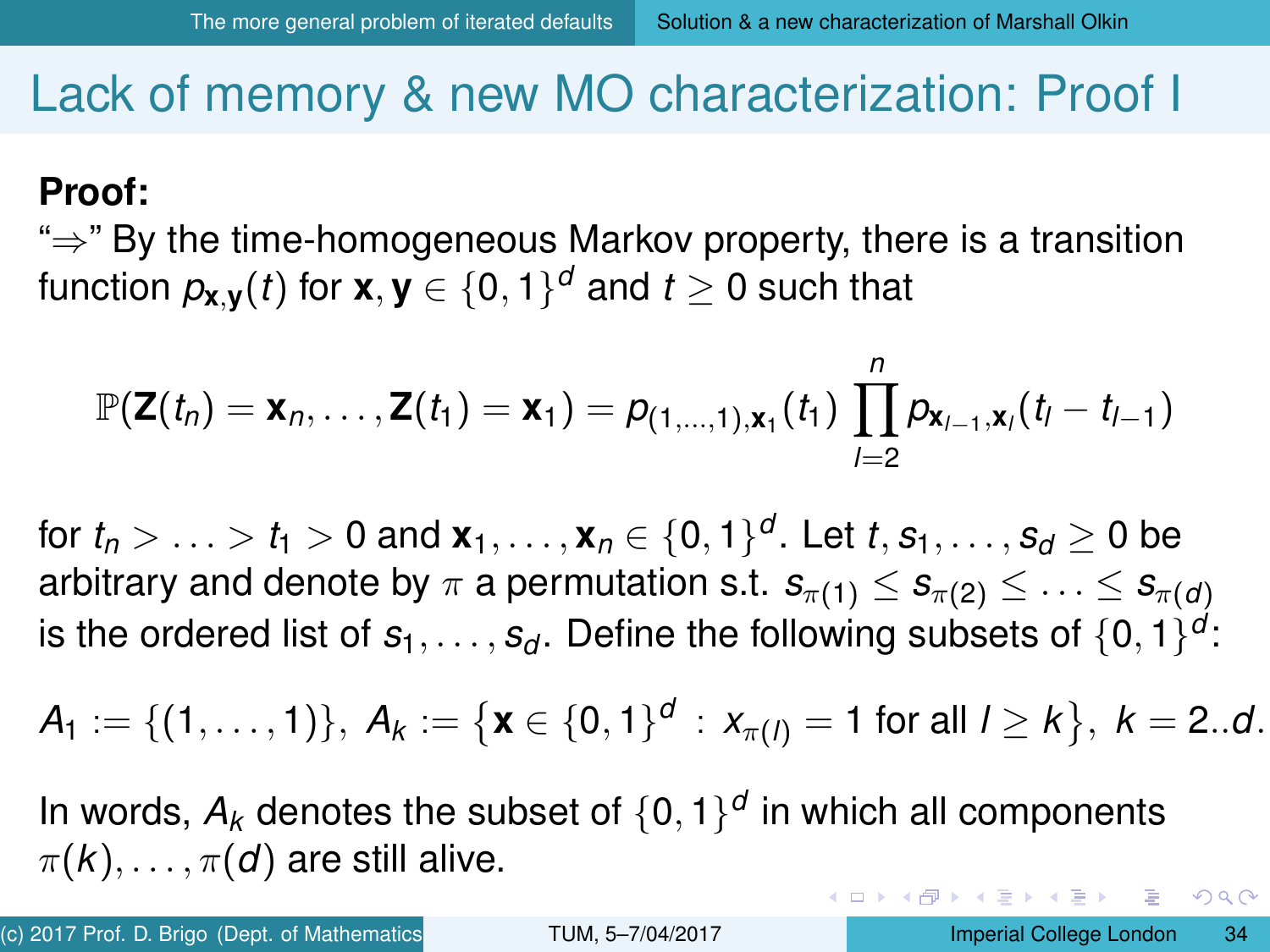# Lack of memory & new MO characterization: Proof I

**Proof:**

"$\Rightarrow$" By the time-homogeneous Markov property, there is a transition function $p_{\mathbf{x},\mathbf{y}}(t)$ for $\mathbf{x}, \mathbf{y} \in \{0,1\}^d$ and $t \geq 0$ such that

$$\mathbb{P}(\mathbf{Z}(t_n) = \mathbf{x}_n, \ldots, \mathbf{Z}(t_1) = \mathbf{x}_1) = p_{(1,\ldots,1),\mathbf{x}_1}(t_1) \prod_{l=2}^{n} p_{\mathbf{x}_{l-1},\mathbf{x}_l}(t_l - t_{l-1})$$

for $t_n > \ldots > t_1 > 0$ and $\mathbf{x}_1, \ldots, \mathbf{x}_n \in \{0,1\}^d$. Let $t, s_1, \ldots, s_d \geq 0$ be arbitrary and denote by $\pi$ a permutation s.t. $s_{\pi(1)} \leq s_{\pi(2)} \leq \ldots \leq s_{\pi(d)}$ is the ordered list of $s_1, \ldots, s_d$. Define the following subsets of $\{0,1\}^d$:

$$A_1 := \{(1,\ldots,1)\}, \; A_k := \left\{\mathbf{x} \in \{0,1\}^d \; : \; x_{\pi(l)} = 1 \text{ for all } l \geq k\right\}, \; k = 2..d.$$

In words, $A_k$ denotes the subset of $\{0,1\}^d$ in which all components $\pi(k), \ldots, \pi(d)$ are still alive.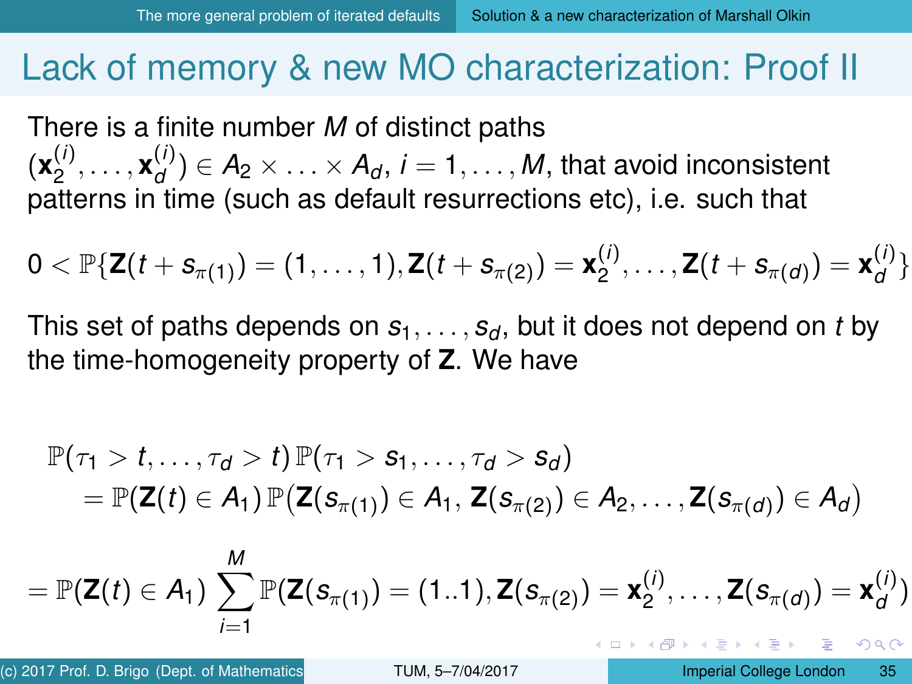# Lack of memory & new MO characterization: Proof II

There is a finite number $M$ of distinct paths $(\mathbf{x}_2^{(i)}, \ldots, \mathbf{x}_d^{(i)}) \in A_2 \times \ldots \times A_d$, $i = 1, \ldots, M$, that avoid inconsistent patterns in time (such as default resurrections etc), i.e. such that

$$0 < \mathbb{P}\{\mathbf{Z}(t + s_{\pi(1)}) = (1, \ldots, 1), \mathbf{Z}(t + s_{\pi(2)}) = \mathbf{x}_2^{(i)}, \ldots, \mathbf{Z}(t + s_{\pi(d)}) = \mathbf{x}_d^{(i)}\}$$

This set of paths depends on $s_1, \ldots, s_d$, but it does not depend on $t$ by the time-homogeneity property of $\mathbf{Z}$. We have

$$\begin{aligned}
&\mathbb{P}(\tau_1 > t, \ldots, \tau_d > t)\, \mathbb{P}(\tau_1 > s_1, \ldots, \tau_d > s_d) \\
&\quad = \mathbb{P}(\mathbf{Z}(t) \in A_1)\, \mathbb{P}\big(\mathbf{Z}(s_{\pi(1)}) \in A_1,\, \mathbf{Z}(s_{\pi(2)}) \in A_2, \ldots, \mathbf{Z}(s_{\pi(d)}) \in A_d\big)
\end{aligned}$$

$$= \mathbb{P}(\mathbf{Z}(t) \in A_1) \sum_{i=1}^{M} \mathbb{P}(\mathbf{Z}(s_{\pi(1)}) = (1..1), \mathbf{Z}(s_{\pi(2)}) = \mathbf{x}_2^{(i)}, \ldots, \mathbf{Z}(s_{\pi(d)}) = \mathbf{x}_d^{(i)})$$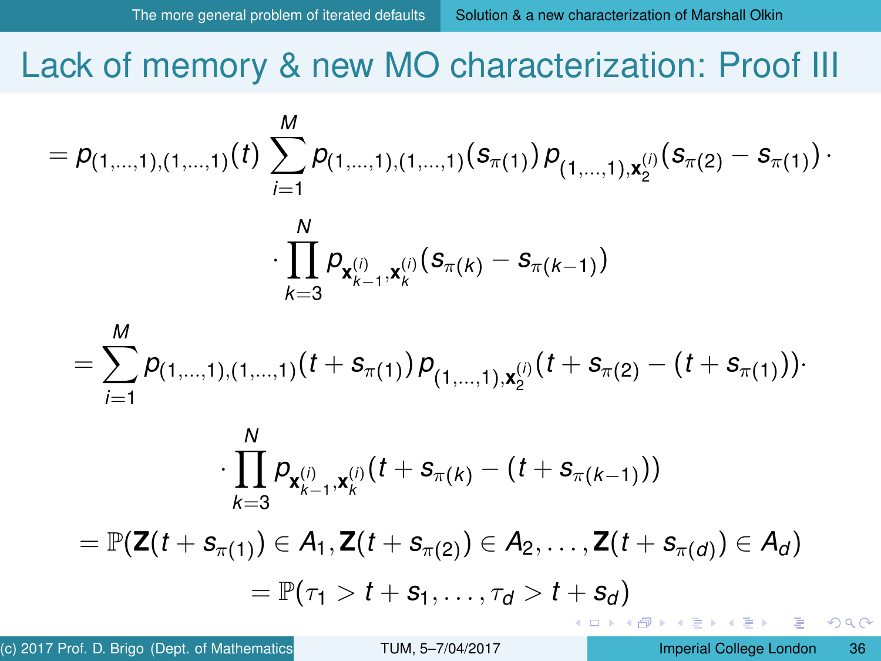# Lack of memory & new MO characterization: Proof III

$$= p_{(1,\dots,1),(1,\dots,1)}(t) \sum_{i=1}^{M} p_{(1,\dots,1),(1,\dots,1)}(s_{\pi(1)})\, p_{(1,\dots,1),\mathbf{x}_2^{(i)}}(s_{\pi(2)} - s_{\pi(1)}) \cdot$$

$$\cdot \prod_{k=3}^{N} p_{\mathbf{x}_{k-1}^{(i)},\mathbf{x}_k^{(i)}}(s_{\pi(k)} - s_{\pi(k-1)})$$

$$= \sum_{i=1}^{M} p_{(1,\dots,1),(1,\dots,1)}(t + s_{\pi(1)})\, p_{(1,\dots,1),\mathbf{x}_2^{(i)}}(t + s_{\pi(2)} - (t + s_{\pi(1)})) \cdot$$

$$\cdot \prod_{k=3}^{N} p_{\mathbf{x}_{k-1}^{(i)},\mathbf{x}_k^{(i)}}(t + s_{\pi(k)} - (t + s_{\pi(k-1)}))$$

$$= \mathbb{P}(\mathbf{Z}(t + s_{\pi(1)}) \in A_1, \mathbf{Z}(t + s_{\pi(2)}) \in A_2, \dots, \mathbf{Z}(t + s_{\pi(d)}) \in A_d)$$

$$= \mathbb{P}(\tau_1 > t + s_1, \dots, \tau_d > t + s_d)$$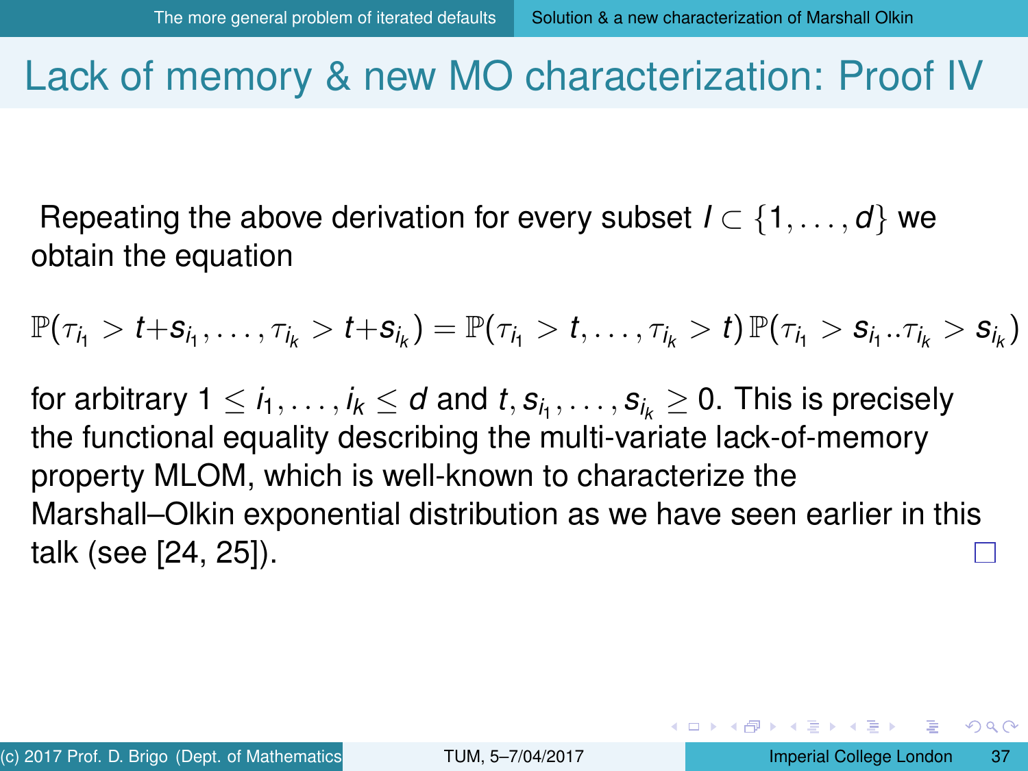# Lack of memory & new MO characterization: Proof IV

Repeating the above derivation for every subset $I \subset \{1, \ldots, d\}$ we obtain the equation

$$\mathbb{P}(\tau_{i_1} > t + s_{i_1}, \ldots, \tau_{i_k} > t + s_{i_k}) = \mathbb{P}(\tau_{i_1} > t, \ldots, \tau_{i_k} > t)\, \mathbb{P}(\tau_{i_1} > s_{i_1} .. \tau_{i_k} > s_{i_k})$$

for arbitrary $1 \leq i_1, \ldots, i_k \leq d$ and $t, s_{i_1}, \ldots, s_{i_k} \geq 0$. This is precisely the functional equality describing the multi-variate lack-of-memory property MLOM, which is well-known to characterize the Marshall–Olkin exponential distribution as we have seen earlier in this talk (see [24, 25]). □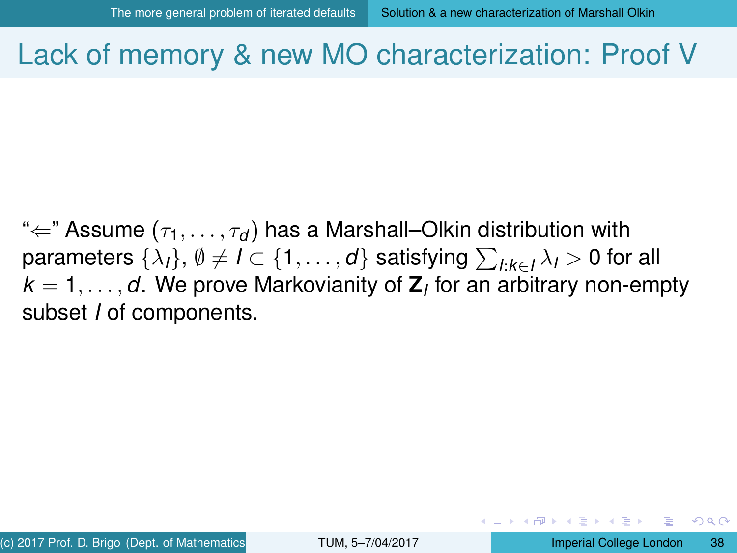# Lack of memory & new MO characterization: Proof V

"$\Leftarrow$" Assume $(\tau_1, \ldots, \tau_d)$ has a Marshall–Olkin distribution with parameters $\{\lambda_I\}$, $\emptyset \neq I \subset \{1, \ldots, d\}$ satisfying $\sum_{I: k \in I} \lambda_I > 0$ for all $k = 1, \ldots, d$. We prove Markovianity of $\mathbf{Z}_I$ for an arbitrary non-empty subset $I$ of components.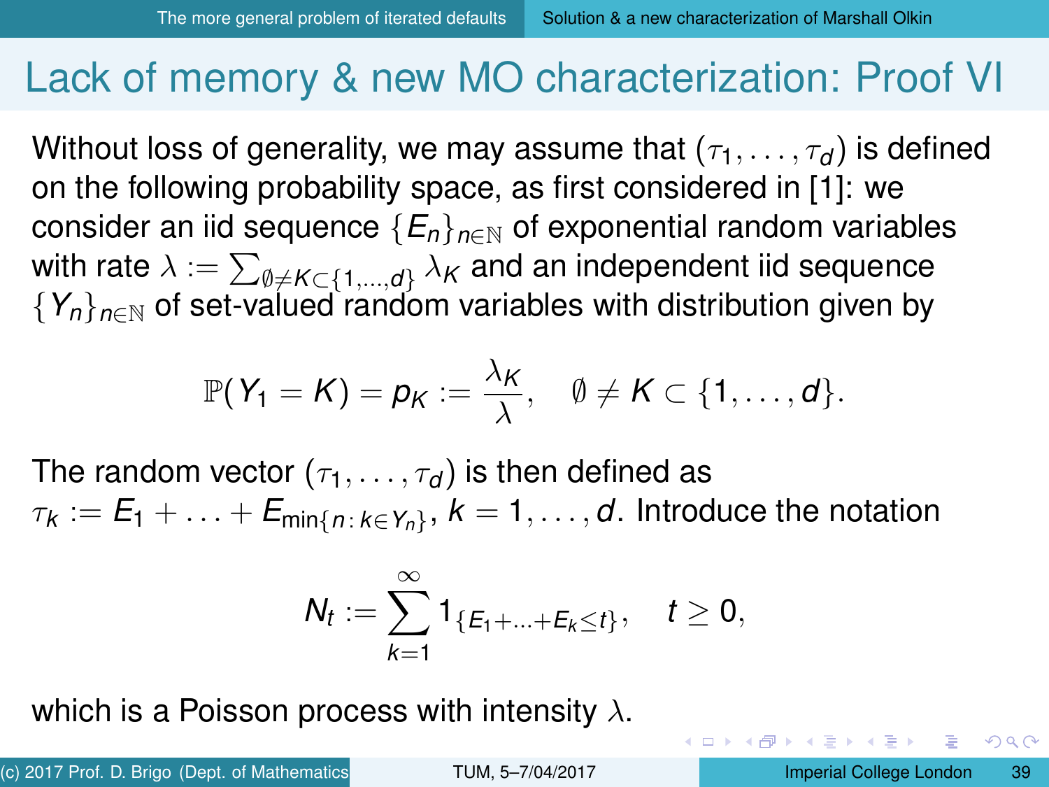# Lack of memory & new MO characterization: Proof VI

Without loss of generality, we may assume that $(\tau_1, \ldots, \tau_d)$ is defined on the following probability space, as first considered in [1]: we consider an iid sequence $\{E_n\}_{n\in\mathbb{N}}$ of exponential random variables with rate $\lambda := \sum_{\emptyset \neq K \subset \{1,\ldots,d\}} \lambda_K$ and an independent iid sequence $\{Y_n\}_{n\in\mathbb{N}}$ of set-valued random variables with distribution given by

$$\mathbb{P}(Y_1 = K) = p_K := \frac{\lambda_K}{\lambda}, \quad \emptyset \neq K \subset \{1,\ldots,d\}.$$

The random vector $(\tau_1, \ldots, \tau_d)$ is then defined as $\tau_k := E_1 + \ldots + E_{\min\{n \,:\, k \in Y_n\}}$, $k = 1, \ldots, d$. Introduce the notation

$$N_t := \sum_{k=1}^{\infty} 1_{\{E_1+\ldots+E_k \leq t\}}, \quad t \geq 0,$$

which is a Poisson process with intensity $\lambda$.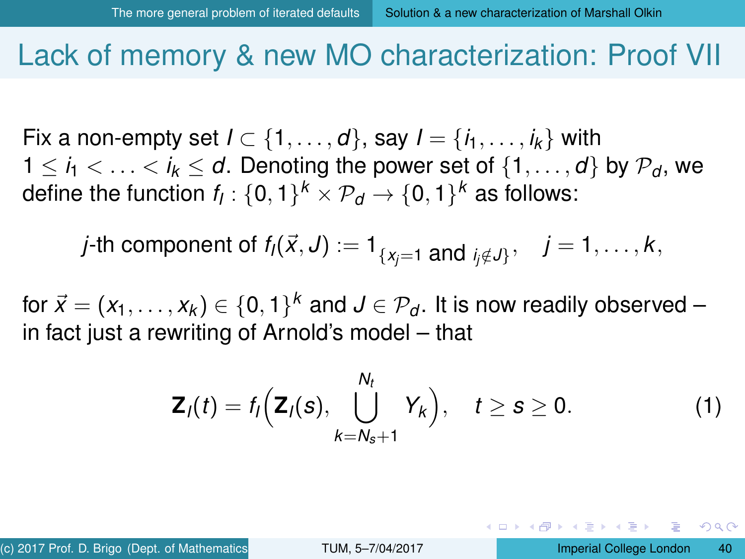# Lack of memory & new MO characterization: Proof VII

Fix a non-empty set $I \subset \{1, \ldots, d\}$, say $I = \{i_1, \ldots, i_k\}$ with $1 \leq i_1 < \ldots < i_k \leq d$. Denoting the power set of $\{1, \ldots, d\}$ by $\mathcal{P}_d$, we define the function $f_I : \{0,1\}^k \times \mathcal{P}_d \to \{0,1\}^k$ as follows:

$$j\text{-th component of } f_I(\vec{x}, J) := 1_{\{x_j = 1 \text{ and } i_j \notin J\}}, \quad j = 1, \ldots, k,$$

for $\vec{x} = (x_1, \ldots, x_k) \in \{0,1\}^k$ and $J \in \mathcal{P}_d$. It is now readily observed – in fact just a rewriting of Arnold's model – that

$$\mathbf{Z}_I(t) = f_I\Big(\mathbf{Z}_I(s), \bigcup_{k=N_s+1}^{N_t} Y_k\Big), \quad t \geq s \geq 0. \tag{1}$$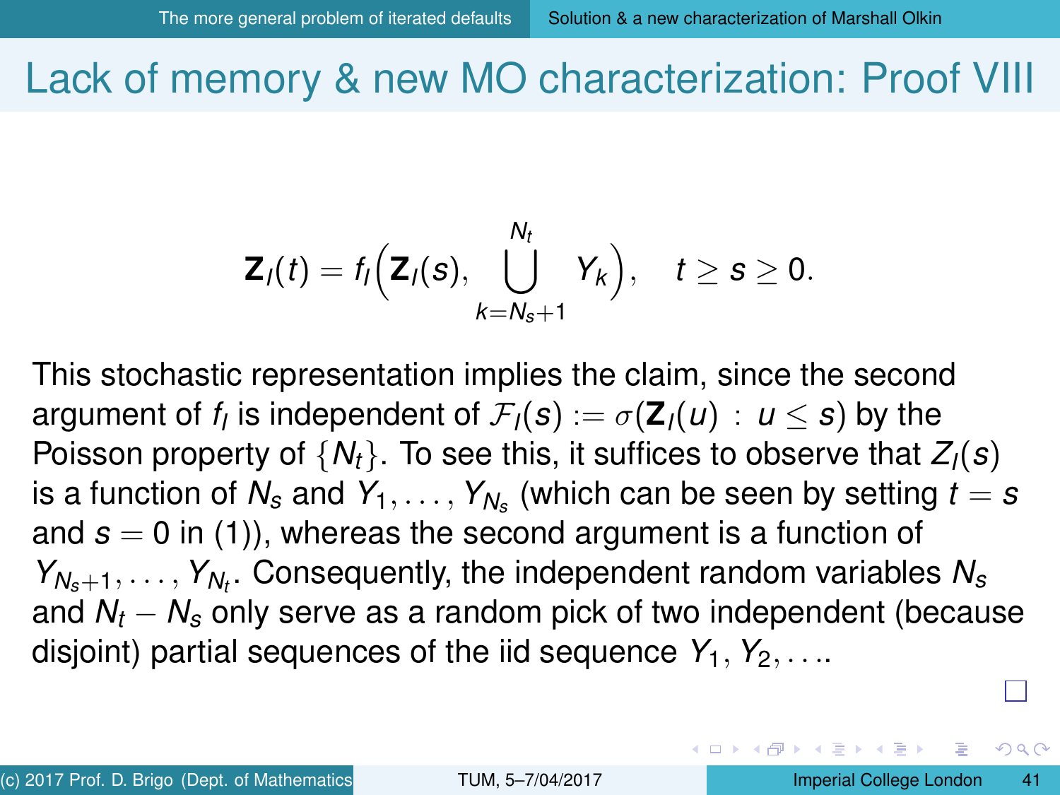# Lack of memory & new MO characterization: Proof VIII

$$\mathbf{Z}_I(t) = f_I\Big(\mathbf{Z}_I(s), \bigcup_{k=N_s+1}^{N_t} Y_k\Big), \quad t \geq s \geq 0.$$

This stochastic representation implies the claim, since the second argument of $f_I$ is independent of $\mathcal{F}_I(s) := \sigma(\mathbf{Z}_I(u) \,:\, u \leq s)$ by the Poisson property of $\{N_t\}$. To see this, it suffices to observe that $Z_I(s)$ is a function of $N_s$ and $Y_1, \ldots, Y_{N_s}$ (which can be seen by setting $t = s$ and $s = 0$ in (1)), whereas the second argument is a function of $Y_{N_s+1}, \ldots, Y_{N_t}$. Consequently, the independent random variables $N_s$ and $N_t - N_s$ only serve as a random pick of two independent (because disjoint) partial sequences of the iid sequence $Y_1, Y_2, \ldots$. □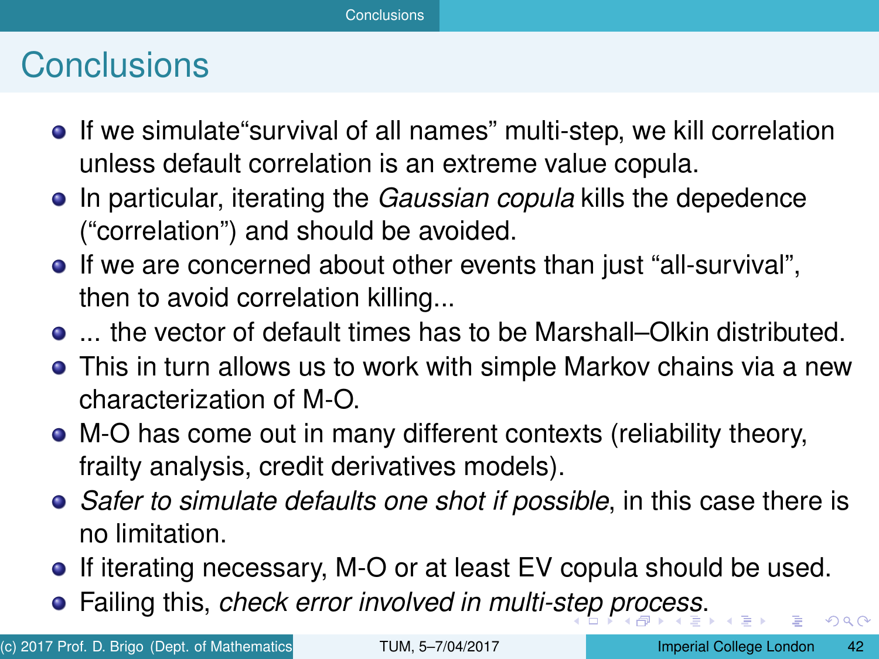# Conclusions

- If we simulate“survival of all names” multi-step, we kill correlation unless default correlation is an extreme value copula.
- In particular, iterating the *Gaussian copula* kills the depedence (“correlation”) and should be avoided.
- If we are concerned about other events than just “all-survival”, then to avoid correlation killing...
- ... the vector of default times has to be Marshall–Olkin distributed.
- This in turn allows us to work with simple Markov chains via a new characterization of M-O.
- M-O has come out in many different contexts (reliability theory, frailty analysis, credit derivatives models).
- *Safer to simulate defaults one shot if possible*, in this case there is no limitation.
- If iterating necessary, M-O or at least EV copula should be used.
- Failing this, *check error involved in multi-step process*.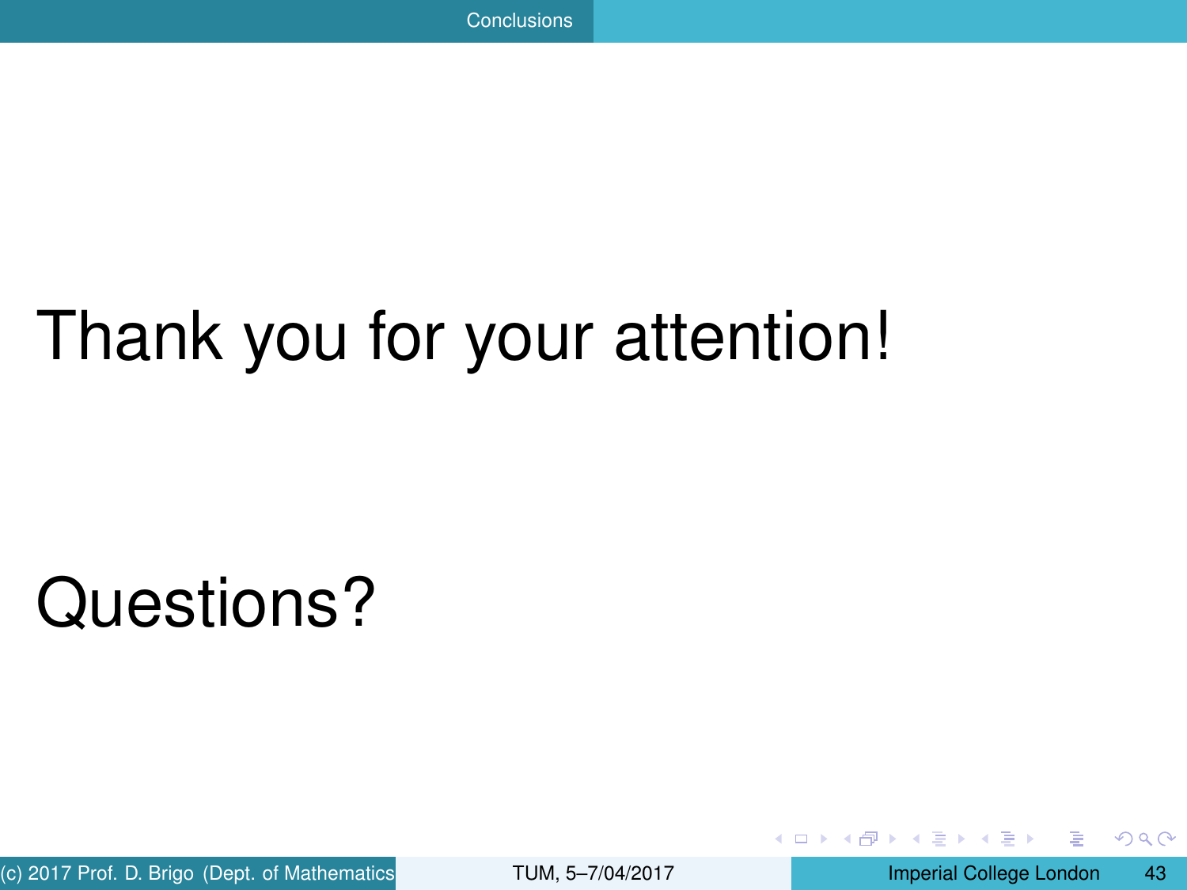Thank you for your attention!

Questions?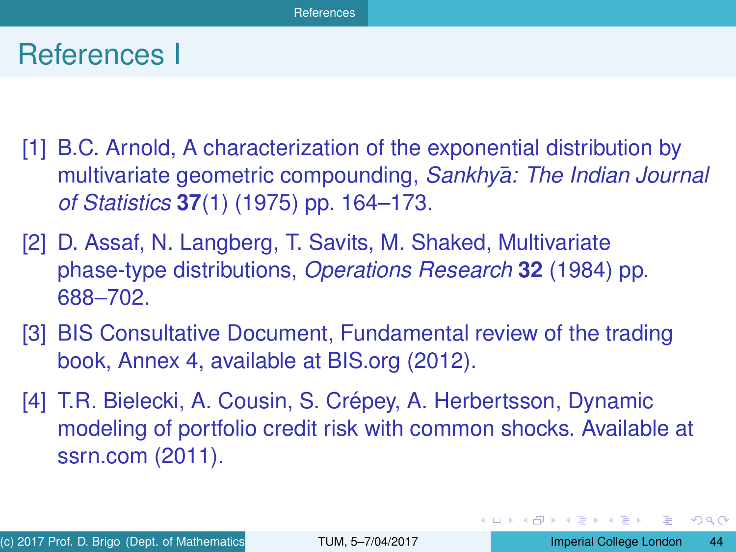# References I

[1] B.C. Arnold, A characterization of the exponential distribution by multivariate geometric compounding, *Sankhyā: The Indian Journal of Statistics* **37**(1) (1975) pp. 164–173.

[2] D. Assaf, N. Langberg, T. Savits, M. Shaked, Multivariate phase-type distributions, *Operations Research* **32** (1984) pp. 688–702.

[3] BIS Consultative Document, Fundamental review of the trading book, Annex 4, available at BIS.org (2012).

[4] T.R. Bielecki, A. Cousin, S. Crépey, A. Herbertsson, Dynamic modeling of portfolio credit risk with common shocks. Available at ssrn.com (2011).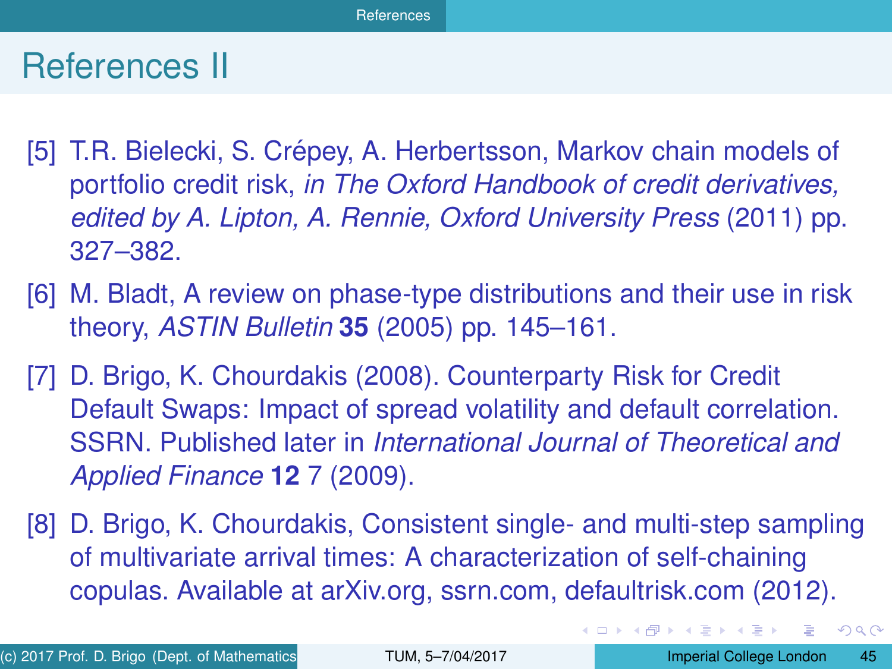# References II

[5] T.R. Bielecki, S. Crépey, A. Herbertsson, Markov chain models of portfolio credit risk, *in The Oxford Handbook of credit derivatives, edited by A. Lipton, A. Rennie, Oxford University Press* (2011) pp. 327–382.

[6] M. Bladt, A review on phase-type distributions and their use in risk theory, *ASTIN Bulletin* **35** (2005) pp. 145–161.

[7] D. Brigo, K. Chourdakis (2008). Counterparty Risk for Credit Default Swaps: Impact of spread volatility and default correlation. SSRN. Published later in *International Journal of Theoretical and Applied Finance* **12** 7 (2009).

[8] D. Brigo, K. Chourdakis, Consistent single- and multi-step sampling of multivariate arrival times: A characterization of self-chaining copulas. Available at arXiv.org, ssrn.com, defaultrisk.com (2012).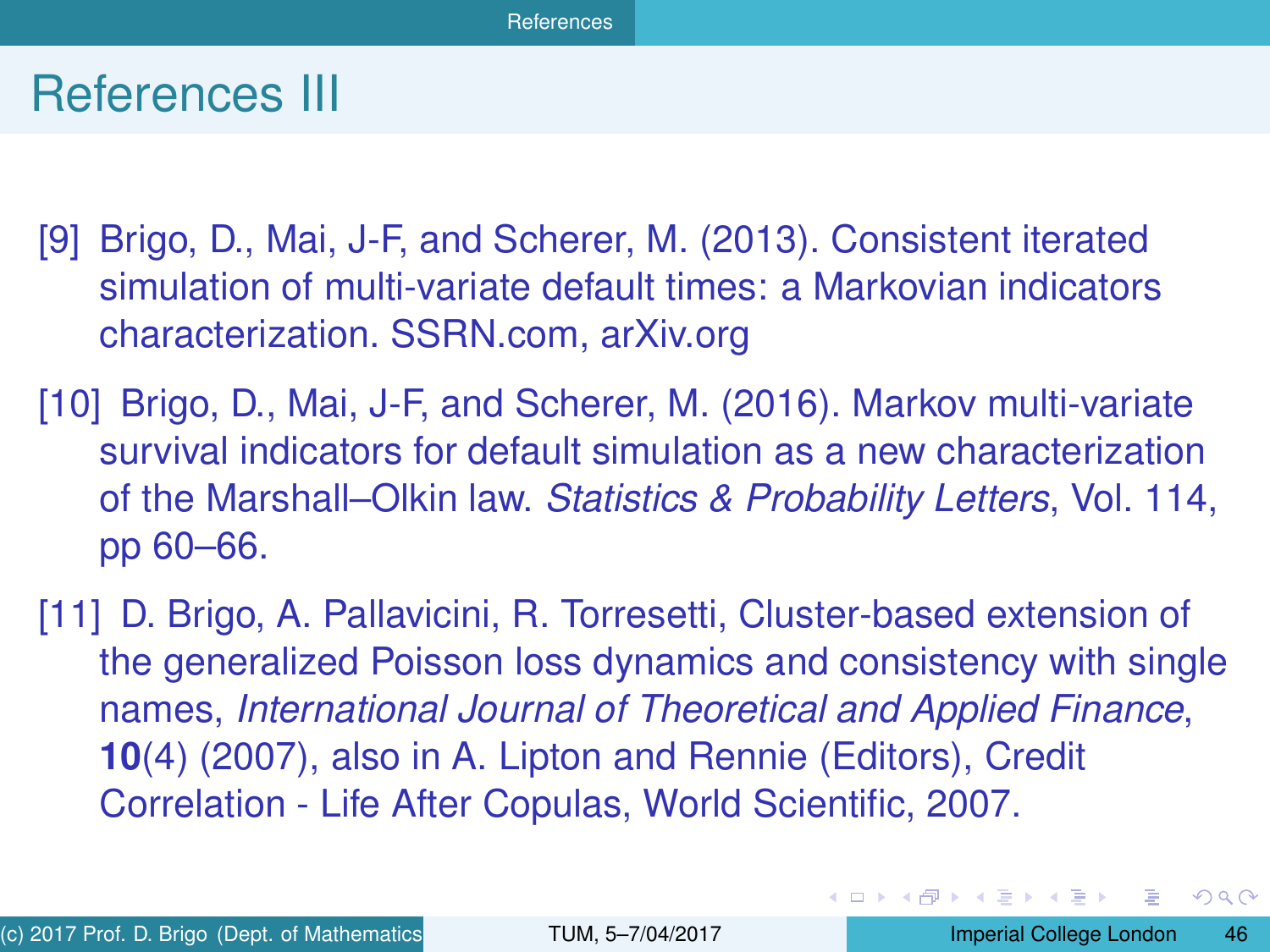# References III

[9] Brigo, D., Mai, J-F, and Scherer, M. (2013). Consistent iterated simulation of multi-variate default times: a Markovian indicators characterization. SSRN.com, arXiv.org

[10] Brigo, D., Mai, J-F, and Scherer, M. (2016). Markov multi-variate survival indicators for default simulation as a new characterization of the Marshall–Olkin law. *Statistics & Probability Letters*, Vol. 114, pp 60–66.

[11] D. Brigo, A. Pallavicini, R. Torresetti, Cluster-based extension of the generalized Poisson loss dynamics and consistency with single names, *International Journal of Theoretical and Applied Finance*, **10**(4) (2007), also in A. Lipton and Rennie (Editors), Credit Correlation - Life After Copulas, World Scientific, 2007.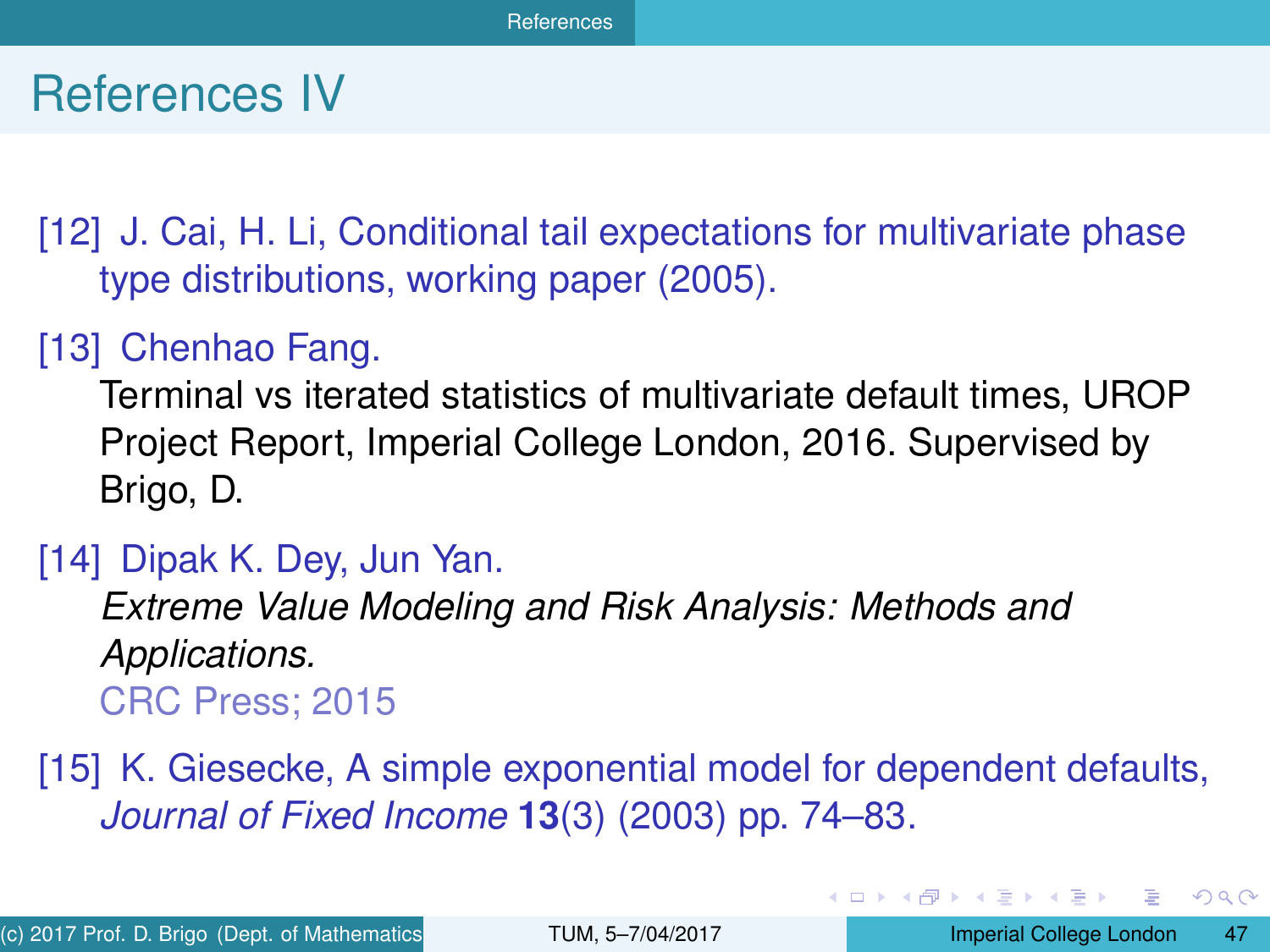# References IV

[12] J. Cai, H. Li, Conditional tail expectations for multivariate phase type distributions, working paper (2005).

[13] Chenhao Fang.
Terminal vs iterated statistics of multivariate default times, UROP Project Report, Imperial College London, 2016. Supervised by Brigo, D.

[14] Dipak K. Dey, Jun Yan.
*Extreme Value Modeling and Risk Analysis: Methods and Applications.*
CRC Press; 2015

[15] K. Giesecke, A simple exponential model for dependent defaults, *Journal of Fixed Income* **13**(3) (2003) pp. 74–83.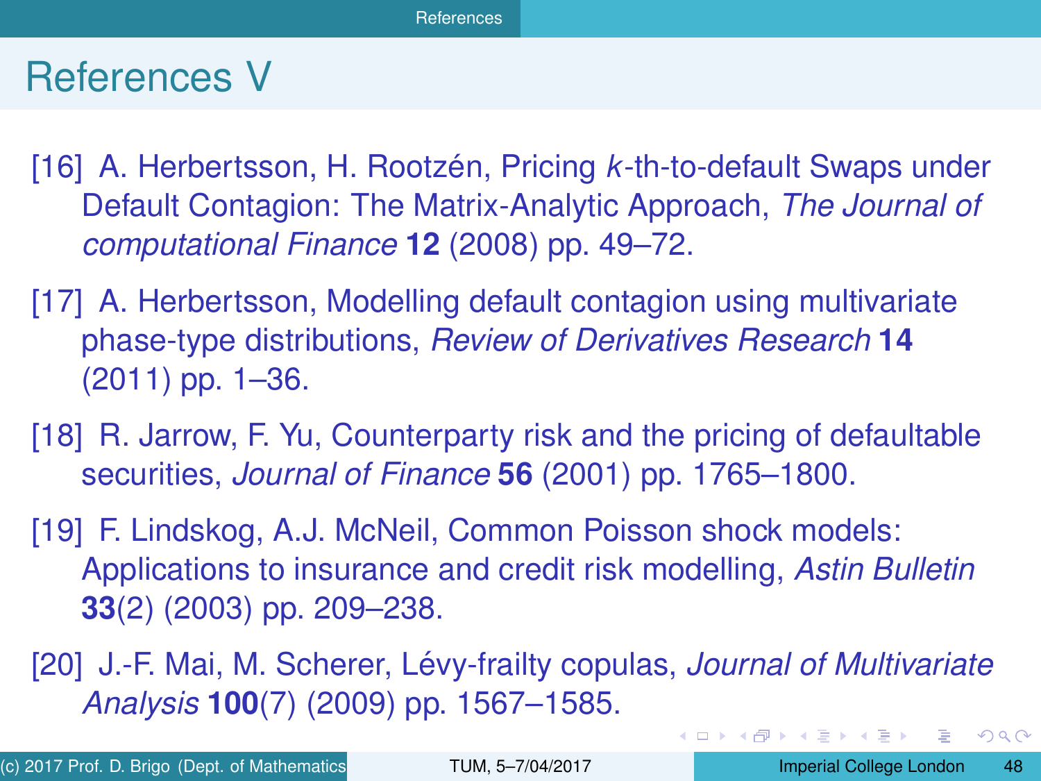# References V

[16] A. Herbertsson, H. Rootzén, Pricing $k$-th-to-default Swaps under Default Contagion: The Matrix-Analytic Approach, *The Journal of computational Finance* **12** (2008) pp. 49–72.

[17] A. Herbertsson, Modelling default contagion using multivariate phase-type distributions, *Review of Derivatives Research* **14** (2011) pp. 1–36.

[18] R. Jarrow, F. Yu, Counterparty risk and the pricing of defaultable securities, *Journal of Finance* **56** (2001) pp. 1765–1800.

[19] F. Lindskog, A.J. McNeil, Common Poisson shock models: Applications to insurance and credit risk modelling, *Astin Bulletin* **33**(2) (2003) pp. 209–238.

[20] J.-F. Mai, M. Scherer, Lévy-frailty copulas, *Journal of Multivariate Analysis* **100**(7) (2009) pp. 1567–1585.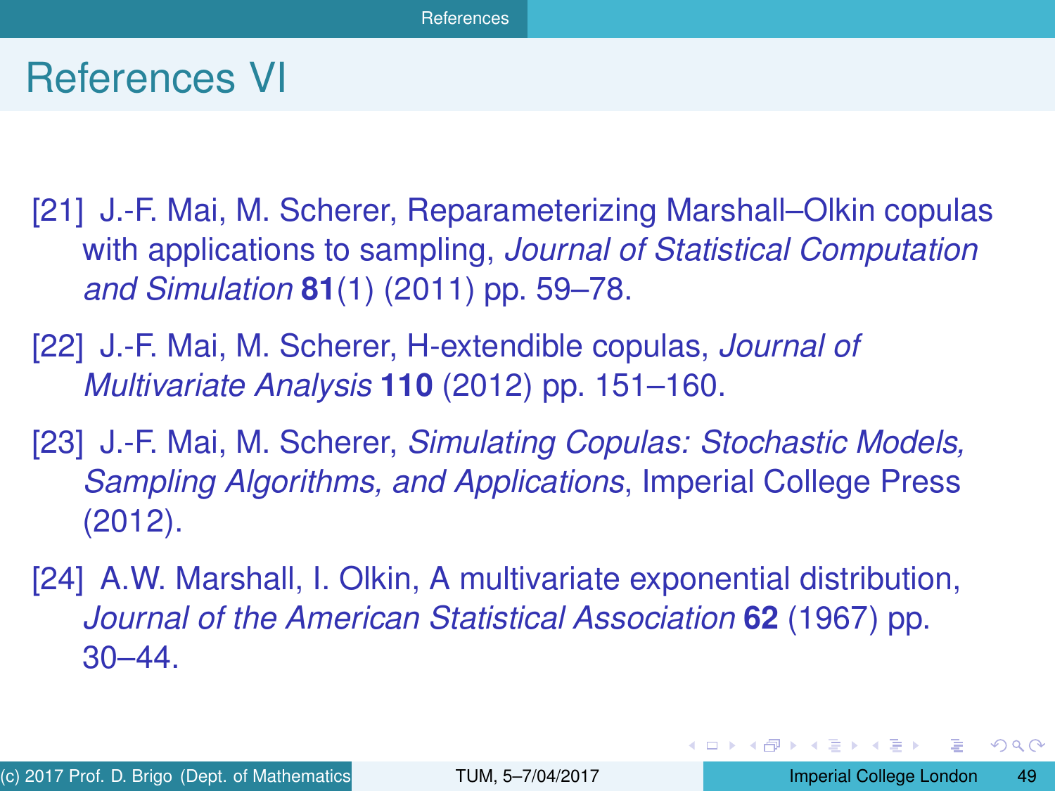# References VI

[21] J.-F. Mai, M. Scherer, Reparameterizing Marshall–Olkin copulas with applications to sampling, *Journal of Statistical Computation and Simulation* **81**(1) (2011) pp. 59–78.

[22] J.-F. Mai, M. Scherer, H-extendible copulas, *Journal of Multivariate Analysis* **110** (2012) pp. 151–160.

[23] J.-F. Mai, M. Scherer, *Simulating Copulas: Stochastic Models, Sampling Algorithms, and Applications*, Imperial College Press (2012).

[24] A.W. Marshall, I. Olkin, A multivariate exponential distribution, *Journal of the American Statistical Association* **62** (1967) pp. 30–44.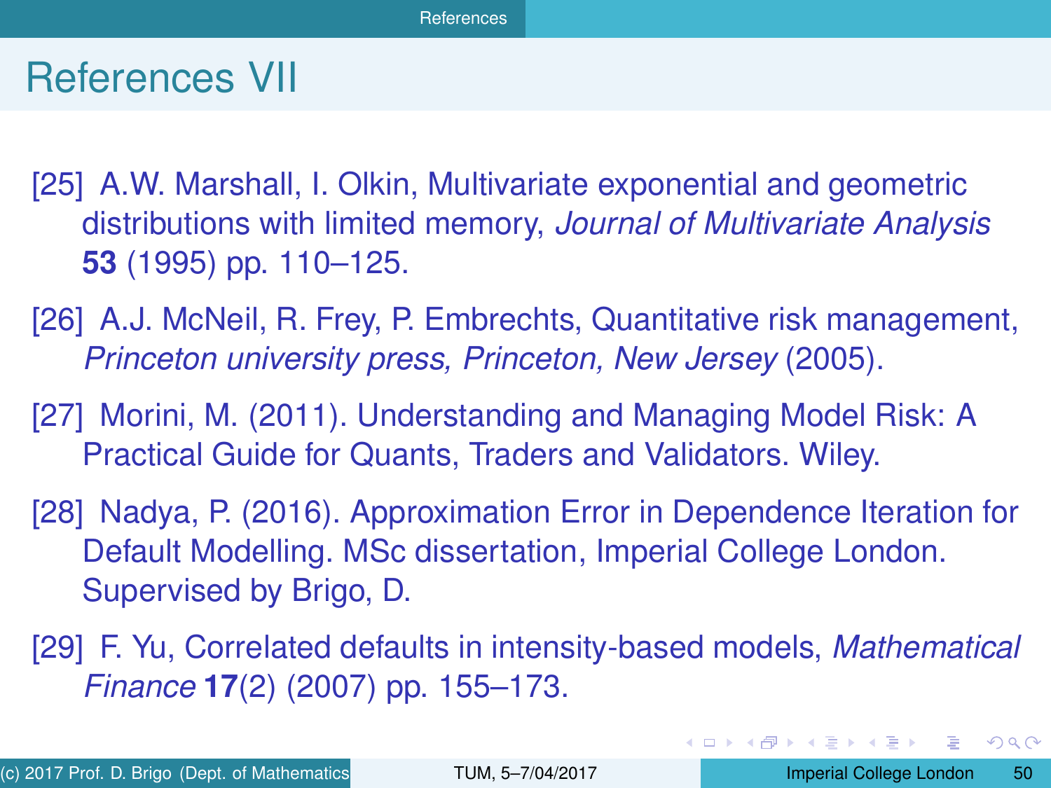# References VII

[25] A.W. Marshall, I. Olkin, Multivariate exponential and geometric distributions with limited memory, *Journal of Multivariate Analysis* **53** (1995) pp. 110–125.

[26] A.J. McNeil, R. Frey, P. Embrechts, Quantitative risk management, *Princeton university press, Princeton, New Jersey* (2005).

[27] Morini, M. (2011). Understanding and Managing Model Risk: A Practical Guide for Quants, Traders and Validators. Wiley.

[28] Nadya, P. (2016). Approximation Error in Dependence Iteration for Default Modelling. MSc dissertation, Imperial College London. Supervised by Brigo, D.

[29] F. Yu, Correlated defaults in intensity-based models, *Mathematical Finance* **17**(2) (2007) pp. 155–173.